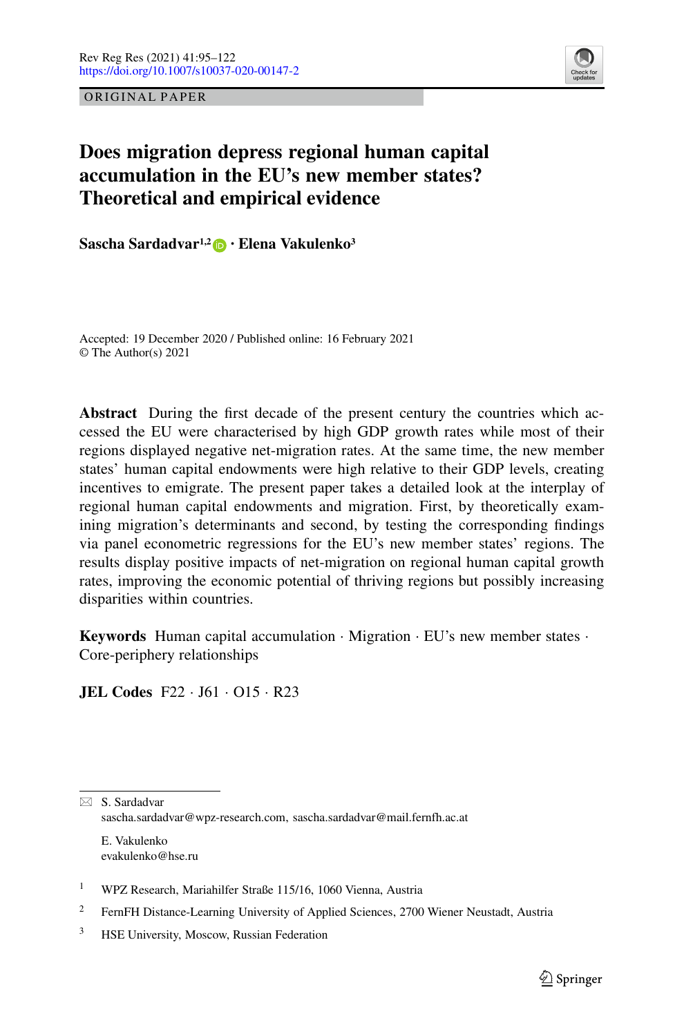ORIGINAL PAPER

# Does migration depress regional human capital accumulation in the EU's new member states? Theoretical and empirical evidence

**Sascha Sardadvar[1,2] · Elena Vakulenko[3]**

Accepted: 19 December 2020 / Published online: 16 February 2021
© The Author(s) 2021

**Abstract** During the first decade of the present century the countries which accessed the EU were characterised by high GDP growth rates while most of their regions displayed negative net-migration rates. At the same time, the new member states' human capital endowments were high relative to their GDP levels, creating incentives to emigrate. The present paper takes a detailed look at the interplay of regional human capital endowments and migration. First, by theoretically examining migration's determinants and second, by testing the corresponding findings via panel econometric regressions for the EU's new member states' regions. The results display positive impacts of net-migration on regional human capital growth rates, improving the economic potential of thriving regions but possibly increasing disparities within countries.

**Keywords** Human capital accumulation · Migration · EU's new member states · Core-periphery relationships

**JEL Codes** F22 · J61 · O15 · R23

---

✉ S. Sardadvar
sascha.sardadvar@wpz-research.com, sascha.sardadvar@mail.fernfh.ac.at

E. Vakulenko
evakulenko@hse.ru

[1] WPZ Research, Mariahilfer Straße 115/16, 1060 Vienna, Austria

[2] FernFH Distance-Learning University of Applied Sciences, 2700 Wiener Neustadt, Austria

[3] HSE University, Moscow, Russian Federation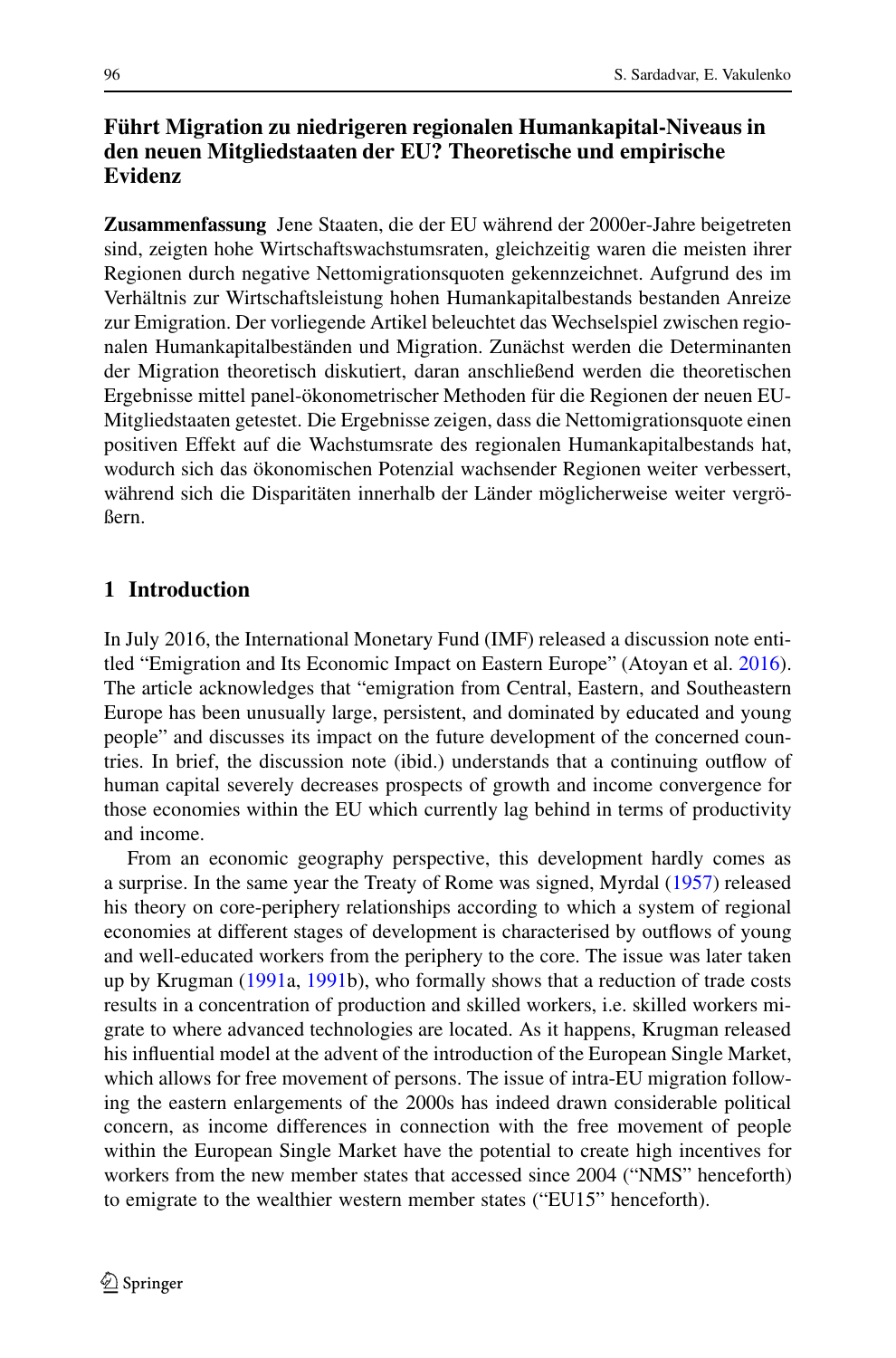## Führt Migration zu niedrigeren regionalen Humankapital-Niveaus in den neuen Mitgliedstaaten der EU? Theoretische und empirische Evidenz

**Zusammenfassung** Jene Staaten, die der EU während der 2000er-Jahre beigetreten sind, zeigten hohe Wirtschaftswachstumsraten, gleichzeitig waren die meisten ihrer Regionen durch negative Nettomigrationsquoten gekennzeichnet. Aufgrund des im Verhältnis zur Wirtschaftsleistung hohen Humankapitalbestands bestanden Anreize zur Emigration. Der vorliegende Artikel beleuchtet das Wechselspiel zwischen regionalen Humankapitalbeständen und Migration. Zunächst werden die Determinanten der Migration theoretisch diskutiert, daran anschließend werden die theoretischen Ergebnisse mittel panel-ökonometrischer Methoden für die Regionen der neuen EU-Mitgliedstaaten getestet. Die Ergebnisse zeigen, dass die Nettomigrationsquote einen positiven Effekt auf die Wachstumsrate des regionalen Humankapitalbestands hat, wodurch sich das ökonomischen Potenzial wachsender Regionen weiter verbessert, während sich die Disparitäten innerhalb der Länder möglicherweise weiter vergrößern.

## 1 Introduction

In July 2016, the International Monetary Fund (IMF) released a discussion note entitled "Emigration and Its Economic Impact on Eastern Europe" (Atoyan et al. 2016). The article acknowledges that "emigration from Central, Eastern, and Southeastern Europe has been unusually large, persistent, and dominated by educated and young people" and discusses its impact on the future development of the concerned countries. In brief, the discussion note (ibid.) understands that a continuing outflow of human capital severely decreases prospects of growth and income convergence for those economies within the EU which currently lag behind in terms of productivity and income.

From an economic geography perspective, this development hardly comes as a surprise. In the same year the Treaty of Rome was signed, Myrdal (1957) released his theory on core-periphery relationships according to which a system of regional economies at different stages of development is characterised by outflows of young and well-educated workers from the periphery to the core. The issue was later taken up by Krugman (1991a, 1991b), who formally shows that a reduction of trade costs results in a concentration of production and skilled workers, i.e. skilled workers migrate to where advanced technologies are located. As it happens, Krugman released his influential model at the advent of the introduction of the European Single Market, which allows for free movement of persons. The issue of intra-EU migration following the eastern enlargements of the 2000s has indeed drawn considerable political concern, as income differences in connection with the free movement of people within the European Single Market have the potential to create high incentives for workers from the new member states that accessed since 2004 ("NMS" henceforth) to emigrate to the wealthier western member states ("EU15" henceforth).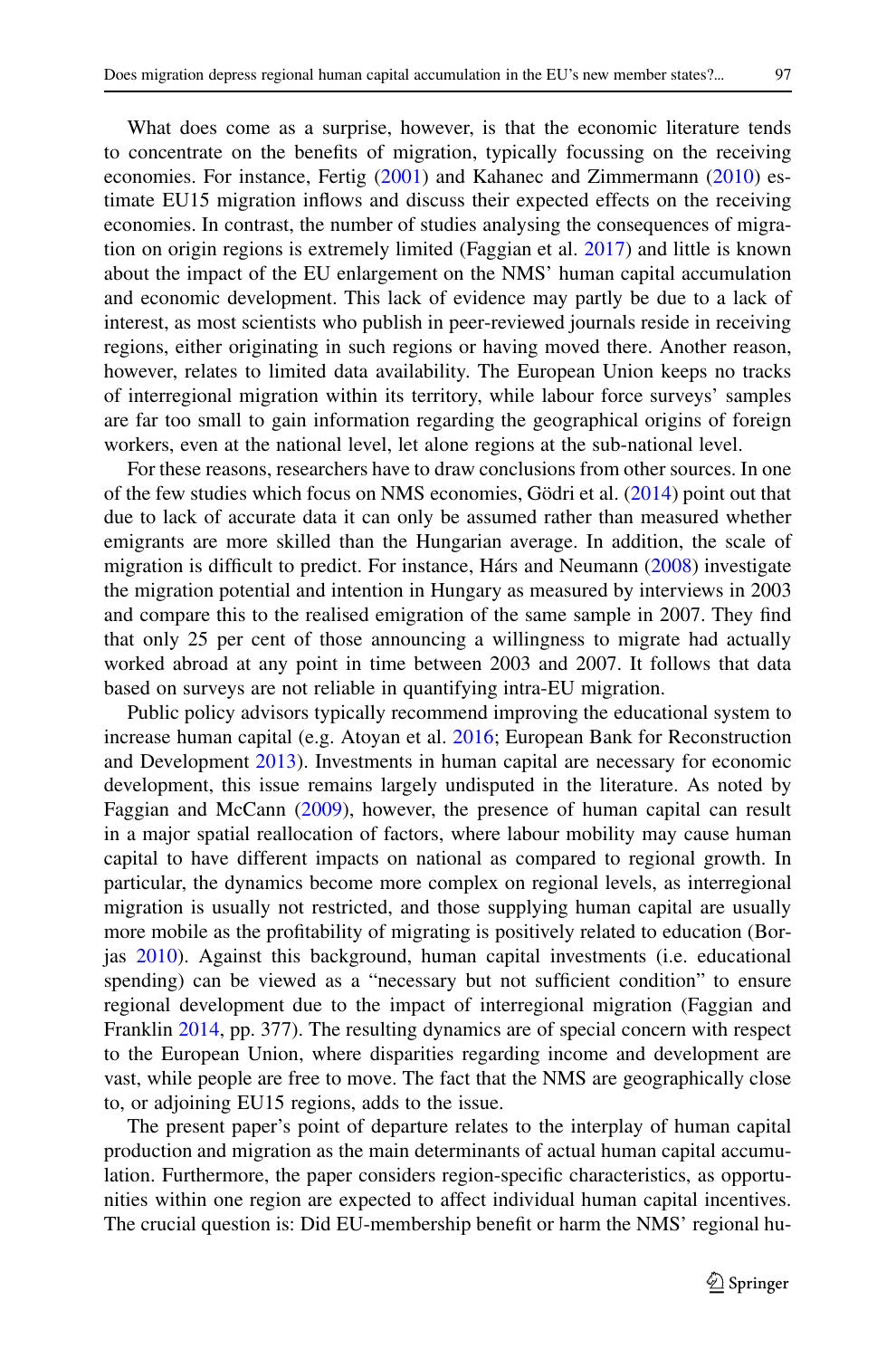What does come as a surprise, however, is that the economic literature tends to concentrate on the benefits of migration, typically focussing on the receiving economies. For instance, Fertig (2001) and Kahanec and Zimmermann (2010) estimate EU15 migration inflows and discuss their expected effects on the receiving economies. In contrast, the number of studies analysing the consequences of migration on origin regions is extremely limited (Faggian et al. 2017) and little is known about the impact of the EU enlargement on the NMS' human capital accumulation and economic development. This lack of evidence may partly be due to a lack of interest, as most scientists who publish in peer-reviewed journals reside in receiving regions, either originating in such regions or having moved there. Another reason, however, relates to limited data availability. The European Union keeps no tracks of interregional migration within its territory, while labour force surveys' samples are far too small to gain information regarding the geographical origins of foreign workers, even at the national level, let alone regions at the sub-national level.

For these reasons, researchers have to draw conclusions from other sources. In one of the few studies which focus on NMS economies, Gödri et al. (2014) point out that due to lack of accurate data it can only be assumed rather than measured whether emigrants are more skilled than the Hungarian average. In addition, the scale of migration is difficult to predict. For instance, Hárs and Neumann (2008) investigate the migration potential and intention in Hungary as measured by interviews in 2003 and compare this to the realised emigration of the same sample in 2007. They find that only 25 per cent of those announcing a willingness to migrate had actually worked abroad at any point in time between 2003 and 2007. It follows that data based on surveys are not reliable in quantifying intra-EU migration.

Public policy advisors typically recommend improving the educational system to increase human capital (e.g. Atoyan et al. 2016; European Bank for Reconstruction and Development 2013). Investments in human capital are necessary for economic development, this issue remains largely undisputed in the literature. As noted by Faggian and McCann (2009), however, the presence of human capital can result in a major spatial reallocation of factors, where labour mobility may cause human capital to have different impacts on national as compared to regional growth. In particular, the dynamics become more complex on regional levels, as interregional migration is usually not restricted, and those supplying human capital are usually more mobile as the profitability of migrating is positively related to education (Borjas 2010). Against this background, human capital investments (i.e. educational spending) can be viewed as a "necessary but not sufficient condition" to ensure regional development due to the impact of interregional migration (Faggian and Franklin 2014, pp. 377). The resulting dynamics are of special concern with respect to the European Union, where disparities regarding income and development are vast, while people are free to move. The fact that the NMS are geographically close to, or adjoining EU15 regions, adds to the issue.

The present paper's point of departure relates to the interplay of human capital production and migration as the main determinants of actual human capital accumulation. Furthermore, the paper considers region-specific characteristics, as opportunities within one region are expected to affect individual human capital incentives. The crucial question is: Did EU-membership benefit or harm the NMS' regional hu-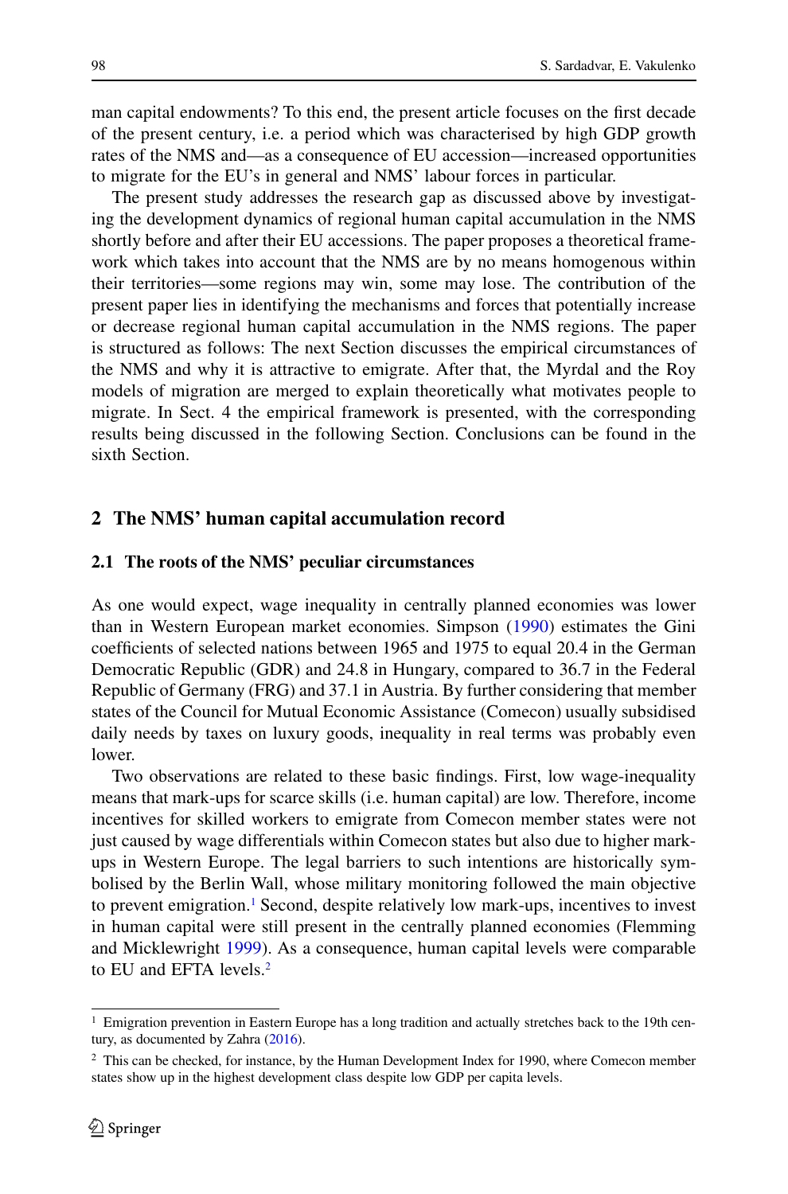man capital endowments? To this end, the present article focuses on the first decade of the present century, i.e. a period which was characterised by high GDP growth rates of the NMS and—as a consequence of EU accession—increased opportunities to migrate for the EU's in general and NMS' labour forces in particular.

The present study addresses the research gap as discussed above by investigating the development dynamics of regional human capital accumulation in the NMS shortly before and after their EU accessions. The paper proposes a theoretical framework which takes into account that the NMS are by no means homogenous within their territories—some regions may win, some may lose. The contribution of the present paper lies in identifying the mechanisms and forces that potentially increase or decrease regional human capital accumulation in the NMS regions. The paper is structured as follows: The next Section discusses the empirical circumstances of the NMS and why it is attractive to emigrate. After that, the Myrdal and the Roy models of migration are merged to explain theoretically what motivates people to migrate. In Sect. 4 the empirical framework is presented, with the corresponding results being discussed in the following Section. Conclusions can be found in the sixth Section.

## 2 The NMS' human capital accumulation record

### 2.1 The roots of the NMS' peculiar circumstances

As one would expect, wage inequality in centrally planned economies was lower than in Western European market economies. Simpson (1990) estimates the Gini coefficients of selected nations between 1965 and 1975 to equal 20.4 in the German Democratic Republic (GDR) and 24.8 in Hungary, compared to 36.7 in the Federal Republic of Germany (FRG) and 37.1 in Austria. By further considering that member states of the Council for Mutual Economic Assistance (Comecon) usually subsidised daily needs by taxes on luxury goods, inequality in real terms was probably even lower.

Two observations are related to these basic findings. First, low wage-inequality means that mark-ups for scarce skills (i.e. human capital) are low. Therefore, income incentives for skilled workers to emigrate from Comecon member states were not just caused by wage differentials within Comecon states but also due to higher mark-ups in Western Europe. The legal barriers to such intentions are historically symbolised by the Berlin Wall, whose military monitoring followed the main objective to prevent emigration.[1] Second, despite relatively low mark-ups, incentives to invest in human capital were still present in the centrally planned economies (Flemming and Micklewright 1999). As a consequence, human capital levels were comparable to EU and EFTA levels.[2]

[1] Emigration prevention in Eastern Europe has a long tradition and actually stretches back to the 19th century, as documented by Zahra (2016).

[2] This can be checked, for instance, by the Human Development Index for 1990, where Comecon member states show up in the highest development class despite low GDP per capita levels.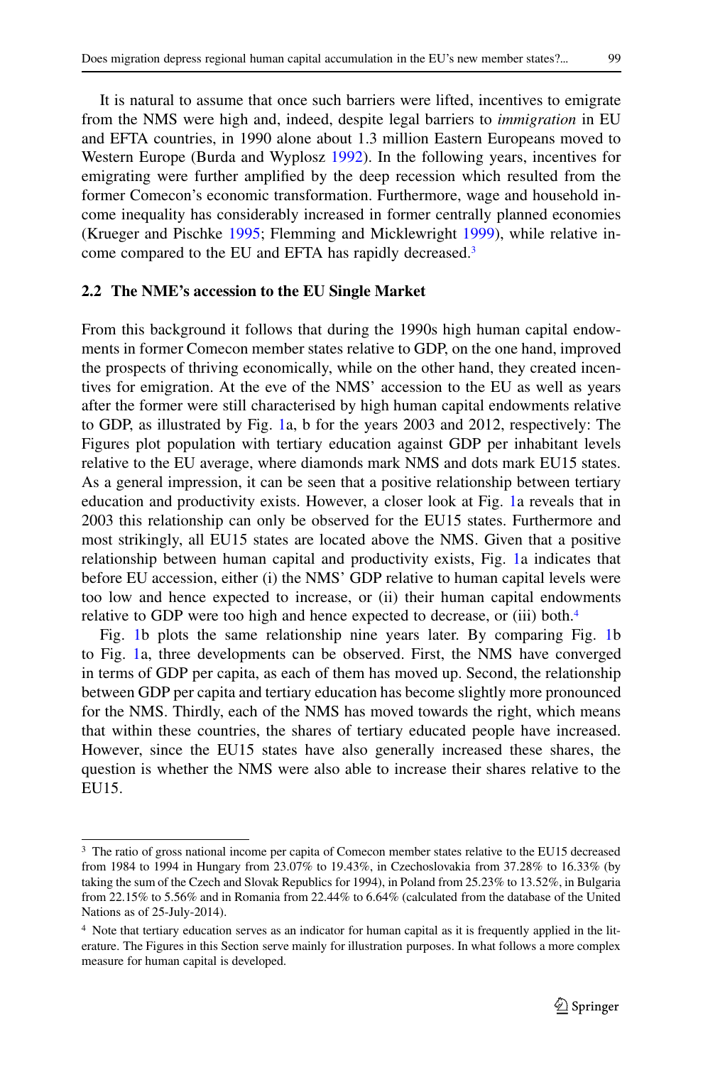It is natural to assume that once such barriers were lifted, incentives to emigrate from the NMS were high and, indeed, despite legal barriers to *immigration* in EU and EFTA countries, in 1990 alone about 1.3 million Eastern Europeans moved to Western Europe (Burda and Wyplosz 1992). In the following years, incentives for emigrating were further amplified by the deep recession which resulted from the former Comecon's economic transformation. Furthermore, wage and household income inequality has considerably increased in former centrally planned economies (Krueger and Pischke 1995; Flemming and Micklewright 1999), while relative income compared to the EU and EFTA has rapidly decreased.[3]

### 2.2 The NME's accession to the EU Single Market

From this background it follows that during the 1990s high human capital endowments in former Comecon member states relative to GDP, on the one hand, improved the prospects of thriving economically, while on the other hand, they created incentives for emigration. At the eve of the NMS' accession to the EU as well as years after the former were still characterised by high human capital endowments relative to GDP, as illustrated by Fig. 1a, b for the years 2003 and 2012, respectively: The Figures plot population with tertiary education against GDP per inhabitant levels relative to the EU average, where diamonds mark NMS and dots mark EU15 states. As a general impression, it can be seen that a positive relationship between tertiary education and productivity exists. However, a closer look at Fig. 1a reveals that in 2003 this relationship can only be observed for the EU15 states. Furthermore and most strikingly, all EU15 states are located above the NMS. Given that a positive relationship between human capital and productivity exists, Fig. 1a indicates that before EU accession, either (i) the NMS' GDP relative to human capital levels were too low and hence expected to increase, or (ii) their human capital endowments relative to GDP were too high and hence expected to decrease, or (iii) both.[4]

Fig. 1b plots the same relationship nine years later. By comparing Fig. 1b to Fig. 1a, three developments can be observed. First, the NMS have converged in terms of GDP per capita, as each of them has moved up. Second, the relationship between GDP per capita and tertiary education has become slightly more pronounced for the NMS. Thirdly, each of the NMS has moved towards the right, which means that within these countries, the shares of tertiary educated people have increased. However, since the EU15 states have also generally increased these shares, the question is whether the NMS were also able to increase their shares relative to the EU15.

---

[3] The ratio of gross national income per capita of Comecon member states relative to the EU15 decreased from 1984 to 1994 in Hungary from 23.07% to 19.43%, in Czechoslovakia from 37.28% to 16.33% (by taking the sum of the Czech and Slovak Republics for 1994), in Poland from 25.23% to 13.52%, in Bulgaria from 22.15% to 5.56% and in Romania from 22.44% to 6.64% (calculated from the database of the United Nations as of 25-July-2014).

[4] Note that tertiary education serves as an indicator for human capital as it is frequently applied in the literature. The Figures in this Section serve mainly for illustration purposes. In what follows a more complex measure for human capital is developed.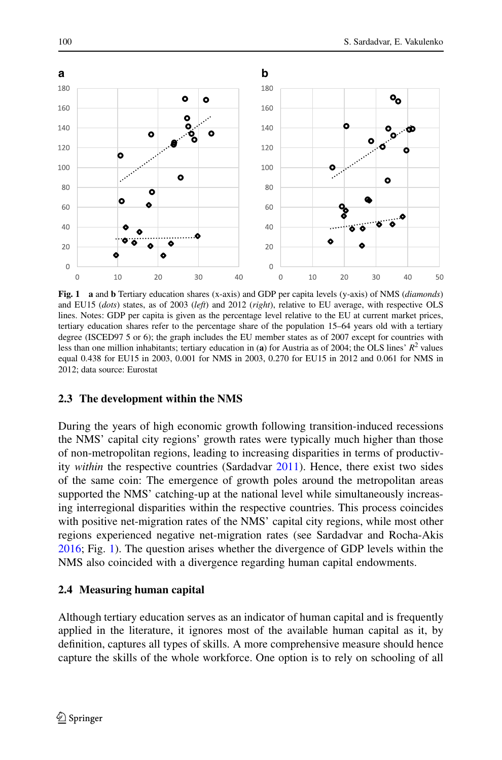**Fig. 1** **a** and **b** Tertiary education shares (x-axis) and GDP per capita levels (y-axis) of NMS (*diamonds*) and EU15 (*dots*) states, as of 2003 (*left*) and 2012 (*right*), relative to EU average, with respective OLS lines. Notes: GDP per capita is given as the percentage level relative to the EU at current market prices, tertiary education shares refer to the percentage share of the population 15–64 years old with a tertiary degree (ISCED97 5 or 6); the graph includes the EU member states as of 2007 except for countries with less than one million inhabitants; tertiary education in (**a**) for Austria as of 2004; the OLS lines' $R^2$ values equal 0.438 for EU15 in 2003, 0.001 for NMS in 2003, 0.270 for EU15 in 2012 and 0.061 for NMS in 2012; data source: Eurostat

### 2.3 The development within the NMS

During the years of high economic growth following transition-induced recessions the NMS' capital city regions' growth rates were typically much higher than those of non-metropolitan regions, leading to increasing disparities in terms of productivity *within* the respective countries (Sardadvar 2011). Hence, there exist two sides of the same coin: The emergence of growth poles around the metropolitan areas supported the NMS' catching-up at the national level while simultaneously increasing interregional disparities within the respective countries. This process coincides with positive net-migration rates of the NMS' capital city regions, while most other regions experienced negative net-migration rates (see Sardadvar and Rocha-Akis 2016; Fig. 1). The question arises whether the divergence of GDP levels within the NMS also coincided with a divergence regarding human capital endowments.

### 2.4 Measuring human capital

Although tertiary education serves as an indicator of human capital and is frequently applied in the literature, it ignores most of the available human capital as it, by definition, captures all types of skills. A more comprehensive measure should hence capture the skills of the whole workforce. One option is to rely on schooling of all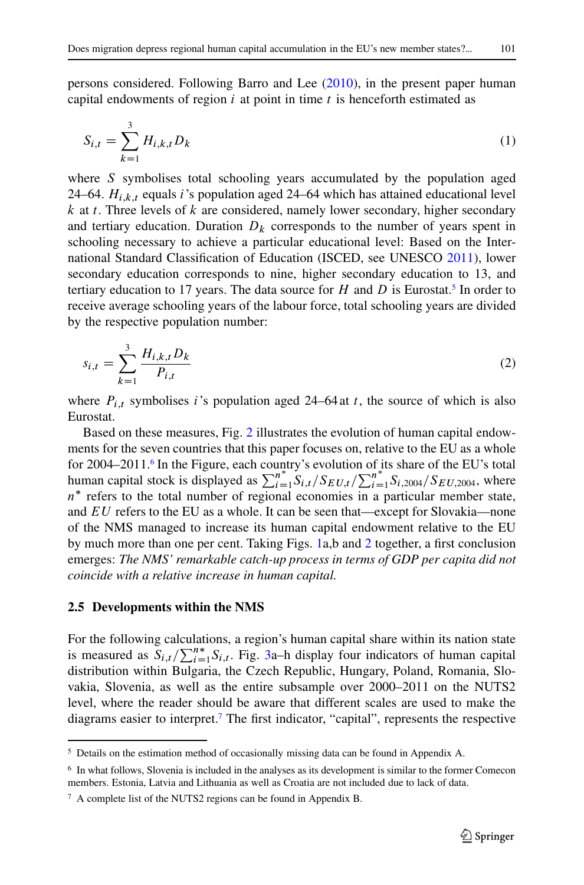persons considered. Following Barro and Lee (2010), in the present paper human capital endowments of region $i$ at point in time $t$ is henceforth estimated as

$$S_{i,t} = \sum_{k=1}^{3} H_{i,k,t} D_k \tag{1}$$

where $S$ symbolises total schooling years accumulated by the population aged 24–64. $H_{i,k,t}$ equals $i$'s population aged 24–64 which has attained educational level $k$ at $t$. Three levels of $k$ are considered, namely lower secondary, higher secondary and tertiary education. Duration $D_k$ corresponds to the number of years spent in schooling necessary to achieve a particular educational level: Based on the International Standard Classification of Education (ISCED, see UNESCO 2011), lower secondary education corresponds to nine, higher secondary education to 13, and tertiary education to 17 years. The data source for $H$ and $D$ is Eurostat.[5] In order to receive average schooling years of the labour force, total schooling years are divided by the respective population number:

$$s_{i,t} = \sum_{k=1}^{3} \frac{H_{i,k,t} D_k}{P_{i,t}} \tag{2}$$

where $P_{i,t}$ symbolises $i$'s population aged 24–64 at $t$, the source of which is also Eurostat.

Based on these measures, Fig. 2 illustrates the evolution of human capital endowments for the seven countries that this paper focuses on, relative to the EU as a whole for 2004–2011.[6] In the Figure, each country's evolution of its share of the EU's total human capital stock is displayed as $\sum_{i=1}^{n^*} S_{i,t}/S_{EU,t}/\sum_{i=1}^{n^*} S_{i,2004}/S_{EU,2004}$, where $n^*$ refers to the total number of regional economies in a particular member state, and $EU$ refers to the EU as a whole. It can be seen that—except for Slovakia—none of the NMS managed to increase its human capital endowment relative to the EU by much more than one per cent. Taking Figs. 1a,b and 2 together, a first conclusion emerges: *The NMS' remarkable catch-up process in terms of GDP per capita did not coincide with a relative increase in human capital.*

### 2.5 Developments within the NMS

For the following calculations, a region's human capital share within its nation state is measured as $S_{i,t}/\sum_{i=1}^{n*} S_{i,t}$. Fig. 3a–h display four indicators of human capital distribution within Bulgaria, the Czech Republic, Hungary, Poland, Romania, Slovakia, Slovenia, as well as the entire subsample over 2000–2011 on the NUTS2 level, where the reader should be aware that different scales are used to make the diagrams easier to interpret.[7] The first indicator, "capital", represents the respective

[5] Details on the estimation method of occasionally missing data can be found in Appendix A.

[6] In what follows, Slovenia is included in the analyses as its development is similar to the former Comecon members. Estonia, Latvia and Lithuania as well as Croatia are not included due to lack of data.

[7] A complete list of the NUTS2 regions can be found in Appendix B.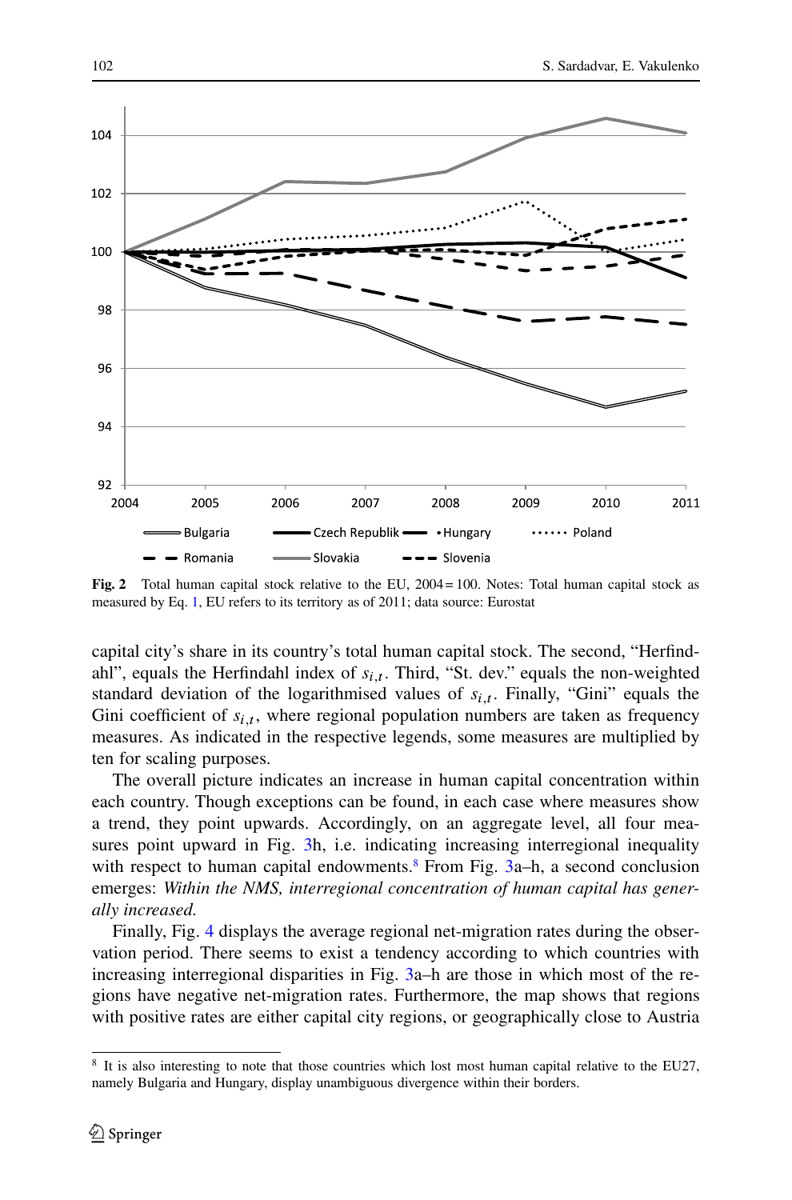Fig. 2 Total human capital stock relative to the EU, 2004 = 100. Notes: Total human capital stock as measured by Eq. 1, EU refers to its territory as of 2011; data source: Eurostat

capital city's share in its country's total human capital stock. The second, "Herfindahl", equals the Herfindahl index of $s_{i,t}$. Third, "St. dev." equals the non-weighted standard deviation of the logarithmised values of $s_{i,t}$. Finally, "Gini" equals the Gini coefficient of $s_{i,t}$, where regional population numbers are taken as frequency measures. As indicated in the respective legends, some measures are multiplied by ten for scaling purposes.

The overall picture indicates an increase in human capital concentration within each country. Though exceptions can be found, in each case where measures show a trend, they point upwards. Accordingly, on an aggregate level, all four measures point upward in Fig. 3h, i.e. indicating increasing interregional inequality with respect to human capital endowments.[8] From Fig. 3a–h, a second conclusion emerges: *Within the NMS, interregional concentration of human capital has generally increased.*

Finally, Fig. 4 displays the average regional net-migration rates during the observation period. There seems to exist a tendency according to which countries with increasing interregional disparities in Fig. 3a–h are those in which most of the regions have negative net-migration rates. Furthermore, the map shows that regions with positive rates are either capital city regions, or geographically close to Austria

[8] It is also interesting to note that those countries which lost most human capital relative to the EU27, namely Bulgaria and Hungary, display unambiguous divergence within their borders.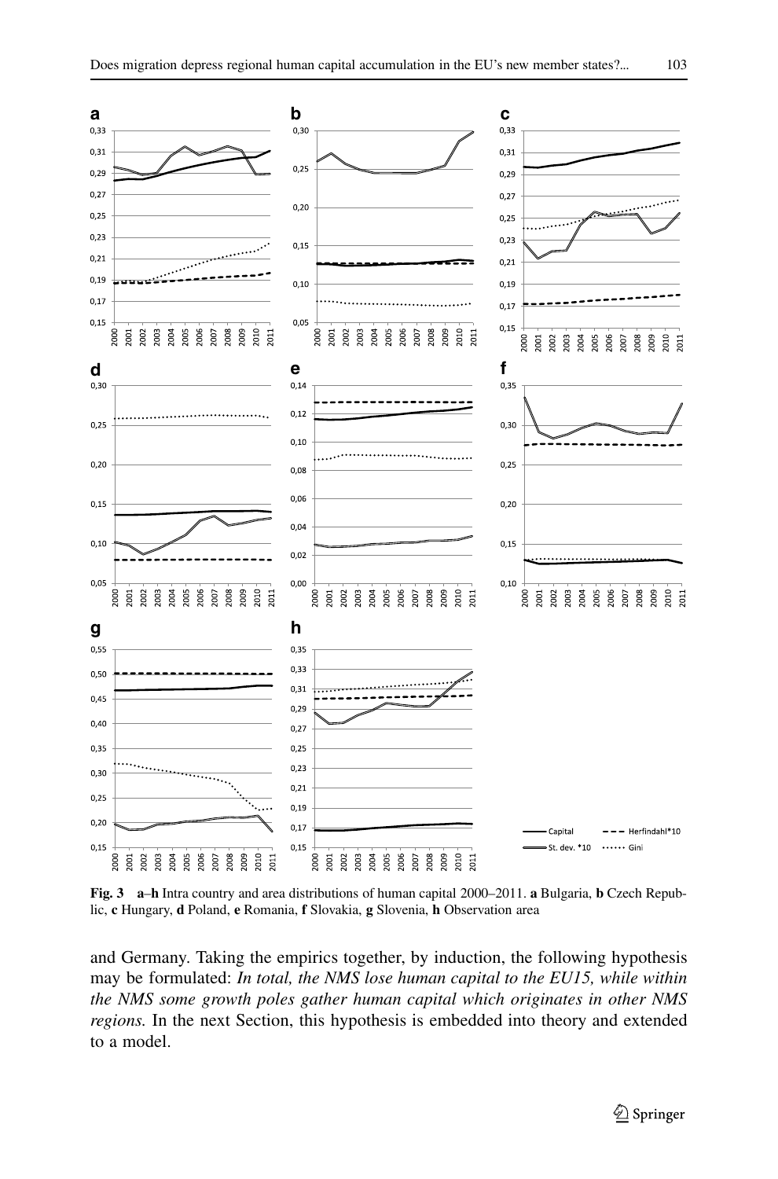**Fig. 3** **a**–**h** Intra country and area distributions of human capital 2000–2011. **a** Bulgaria, **b** Czech Republic, **c** Hungary, **d** Poland, **e** Romania, **f** Slovakia, **g** Slovenia, **h** Observation area

and Germany. Taking the empirics together, by induction, the following hypothesis may be formulated: *In total, the NMS lose human capital to the EU15, while within the NMS some growth poles gather human capital which originates in other NMS regions.* In the next Section, this hypothesis is embedded into theory and extended to a model.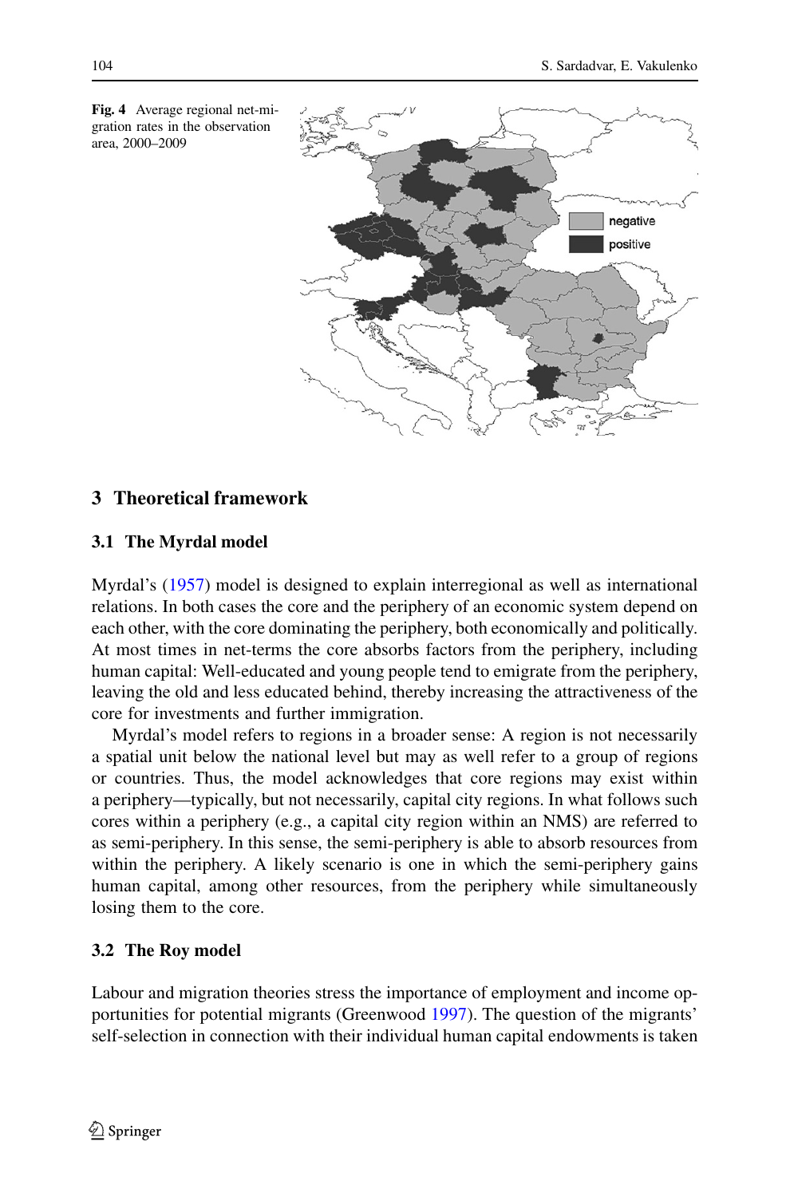**Fig. 4** Average regional net-migration rates in the observation area, 2000–2009

## 3 Theoretical framework

### 3.1 The Myrdal model

Myrdal's (1957) model is designed to explain interregional as well as international relations. In both cases the core and the periphery of an economic system depend on each other, with the core dominating the periphery, both economically and politically. At most times in net-terms the core absorbs factors from the periphery, including human capital: Well-educated and young people tend to emigrate from the periphery, leaving the old and less educated behind, thereby increasing the attractiveness of the core for investments and further immigration.

Myrdal's model refers to regions in a broader sense: A region is not necessarily a spatial unit below the national level but may as well refer to a group of regions or countries. Thus, the model acknowledges that core regions may exist within a periphery—typically, but not necessarily, capital city regions. In what follows such cores within a periphery (e.g., a capital city region within an NMS) are referred to as semi-periphery. In this sense, the semi-periphery is able to absorb resources from within the periphery. A likely scenario is one in which the semi-periphery gains human capital, among other resources, from the periphery while simultaneously losing them to the core.

### 3.2 The Roy model

Labour and migration theories stress the importance of employment and income opportunities for potential migrants (Greenwood 1997). The question of the migrants' self-selection in connection with their individual human capital endowments is taken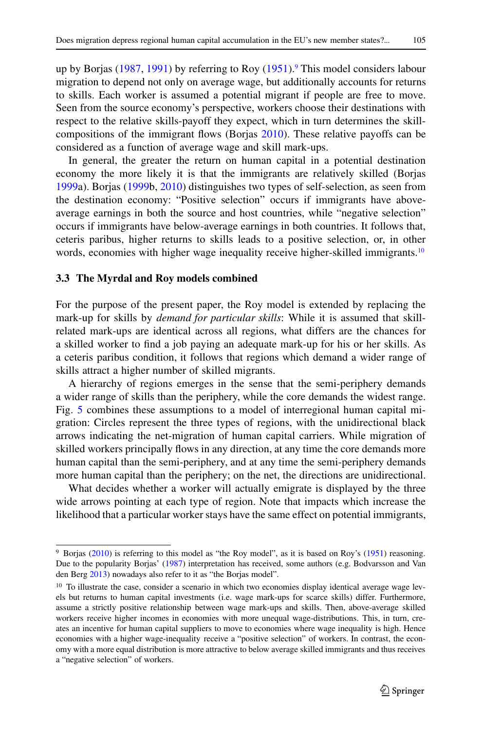up by Borjas (1987, 1991) by referring to Roy (1951).[9] This model considers labour migration to depend not only on average wage, but additionally accounts for returns to skills. Each worker is assumed a potential migrant if people are free to move. Seen from the source economy's perspective, workers choose their destinations with respect to the relative skills-payoff they expect, which in turn determines the skill-compositions of the immigrant flows (Borjas 2010). These relative payoffs can be considered as a function of average wage and skill mark-ups.

In general, the greater the return on human capital in a potential destination economy the more likely it is that the immigrants are relatively skilled (Borjas 1999a). Borjas (1999b, 2010) distinguishes two types of self-selection, as seen from the destination economy: "Positive selection" occurs if immigrants have above-average earnings in both the source and host countries, while "negative selection" occurs if immigrants have below-average earnings in both countries. It follows that, ceteris paribus, higher returns to skills leads to a positive selection, or, in other words, economies with higher wage inequality receive higher-skilled immigrants.[10]

### 3.3 The Myrdal and Roy models combined

For the purpose of the present paper, the Roy model is extended by replacing the mark-up for skills by *demand for particular skills*: While it is assumed that skill-related mark-ups are identical across all regions, what differs are the chances for a skilled worker to find a job paying an adequate mark-up for his or her skills. As a ceteris paribus condition, it follows that regions which demand a wider range of skills attract a higher number of skilled migrants.

A hierarchy of regions emerges in the sense that the semi-periphery demands a wider range of skills than the periphery, while the core demands the widest range. Fig. 5 combines these assumptions to a model of interregional human capital migration: Circles represent the three types of regions, with the unidirectional black arrows indicating the net-migration of human capital carriers. While migration of skilled workers principally flows in any direction, at any time the core demands more human capital than the semi-periphery, and at any time the semi-periphery demands more human capital than the periphery; on the net, the directions are unidirectional.

What decides whether a worker will actually emigrate is displayed by the three wide arrows pointing at each type of region. Note that impacts which increase the likelihood that a particular worker stays have the same effect on potential immigrants,

---

[9] Borjas (2010) is referring to this model as "the Roy model", as it is based on Roy's (1951) reasoning. Due to the popularity Borjas' (1987) interpretation has received, some authors (e.g. Bodvarsson and Van den Berg 2013) nowadays also refer to it as "the Borjas model".

[10] To illustrate the case, consider a scenario in which two economies display identical average wage levels but returns to human capital investments (i.e. wage mark-ups for scarce skills) differ. Furthermore, assume a strictly positive relationship between wage mark-ups and skills. Then, above-average skilled workers receive higher incomes in economies with more unequal wage-distributions. This, in turn, creates an incentive for human capital suppliers to move to economies where wage inequality is high. Hence economies with a higher wage-inequality receive a "positive selection" of workers. In contrast, the economy with a more equal distribution is more attractive to below average skilled immigrants and thus receives a "negative selection" of workers.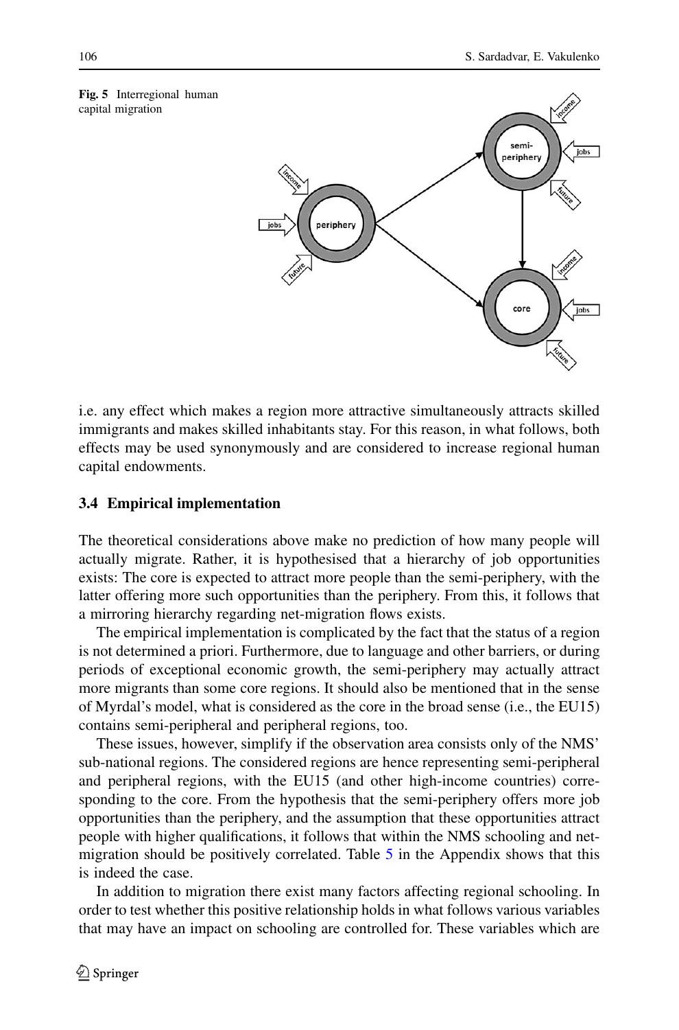**Fig. 5** Interregional human capital migration

i.e. any effect which makes a region more attractive simultaneously attracts skilled immigrants and makes skilled inhabitants stay. For this reason, in what follows, both effects may be used synonymously and are considered to increase regional human capital endowments.

### 3.4 Empirical implementation

The theoretical considerations above make no prediction of how many people will actually migrate. Rather, it is hypothesised that a hierarchy of job opportunities exists: The core is expected to attract more people than the semi-periphery, with the latter offering more such opportunities than the periphery. From this, it follows that a mirroring hierarchy regarding net-migration flows exists.

The empirical implementation is complicated by the fact that the status of a region is not determined a priori. Furthermore, due to language and other barriers, or during periods of exceptional economic growth, the semi-periphery may actually attract more migrants than some core regions. It should also be mentioned that in the sense of Myrdal's model, what is considered as the core in the broad sense (i.e., the EU15) contains semi-peripheral and peripheral regions, too.

These issues, however, simplify if the observation area consists only of the NMS' sub-national regions. The considered regions are hence representing semi-peripheral and peripheral regions, with the EU15 (and other high-income countries) corresponding to the core. From the hypothesis that the semi-periphery offers more job opportunities than the periphery, and the assumption that these opportunities attract people with higher qualifications, it follows that within the NMS schooling and net-migration should be positively correlated. Table 5 in the Appendix shows that this is indeed the case.

In addition to migration there exist many factors affecting regional schooling. In order to test whether this positive relationship holds in what follows various variables that may have an impact on schooling are controlled for. These variables which are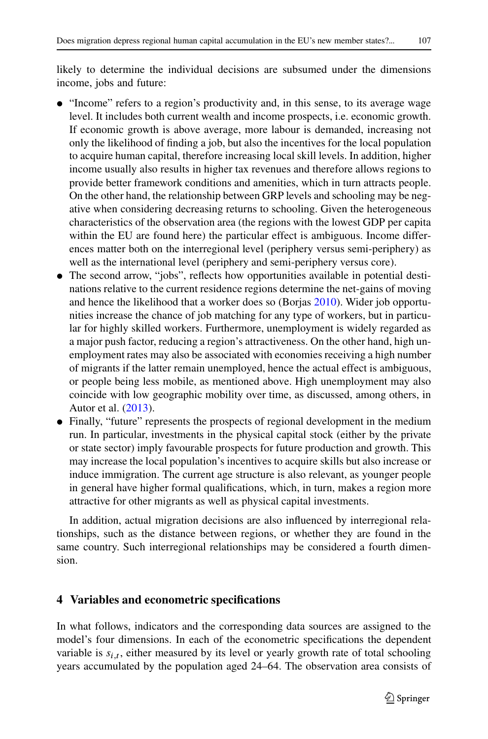likely to determine the individual decisions are subsumed under the dimensions income, jobs and future:

- "Income" refers to a region's productivity and, in this sense, to its average wage level. It includes both current wealth and income prospects, i.e. economic growth. If economic growth is above average, more labour is demanded, increasing not only the likelihood of finding a job, but also the incentives for the local population to acquire human capital, therefore increasing local skill levels. In addition, higher income usually also results in higher tax revenues and therefore allows regions to provide better framework conditions and amenities, which in turn attracts people. On the other hand, the relationship between GRP levels and schooling may be negative when considering decreasing returns to schooling. Given the heterogeneous characteristics of the observation area (the regions with the lowest GDP per capita within the EU are found here) the particular effect is ambiguous. Income differences matter both on the interregional level (periphery versus semi-periphery) as well as the international level (periphery and semi-periphery versus core).
- The second arrow, "jobs", reflects how opportunities available in potential destinations relative to the current residence regions determine the net-gains of moving and hence the likelihood that a worker does so (Borjas 2010). Wider job opportunities increase the chance of job matching for any type of workers, but in particular for highly skilled workers. Furthermore, unemployment is widely regarded as a major push factor, reducing a region's attractiveness. On the other hand, high unemployment rates may also be associated with economies receiving a high number of migrants if the latter remain unemployed, hence the actual effect is ambiguous, or people being less mobile, as mentioned above. High unemployment may also coincide with low geographic mobility over time, as discussed, among others, in Autor et al. (2013).
- Finally, "future" represents the prospects of regional development in the medium run. In particular, investments in the physical capital stock (either by the private or state sector) imply favourable prospects for future production and growth. This may increase the local population's incentives to acquire skills but also increase or induce immigration. The current age structure is also relevant, as younger people in general have higher formal qualifications, which, in turn, makes a region more attractive for other migrants as well as physical capital investments.

In addition, actual migration decisions are also influenced by interregional relationships, such as the distance between regions, or whether they are found in the same country. Such interregional relationships may be considered a fourth dimension.

## 4 Variables and econometric specifications

In what follows, indicators and the corresponding data sources are assigned to the model's four dimensions. In each of the econometric specifications the dependent variable is $s_{i,t}$, either measured by its level or yearly growth rate of total schooling years accumulated by the population aged 24–64. The observation area consists of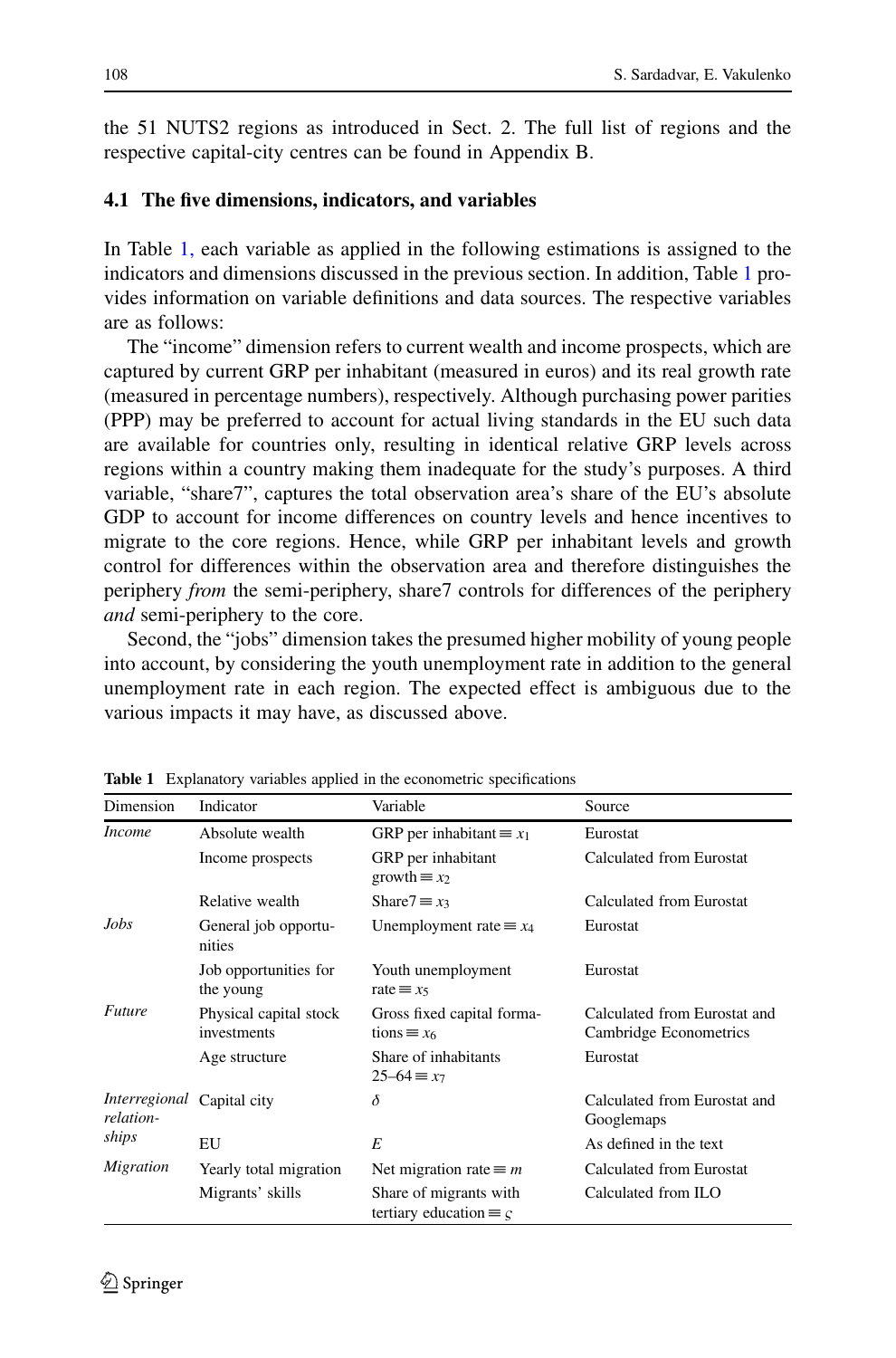the 51 NUTS2 regions as introduced in Sect. 2. The full list of regions and the respective capital-city centres can be found in Appendix B.

### 4.1 The five dimensions, indicators, and variables

In Table 1, each variable as applied in the following estimations is assigned to the indicators and dimensions discussed in the previous section. In addition, Table 1 provides information on variable definitions and data sources. The respective variables are as follows:

The "income" dimension refers to current wealth and income prospects, which are captured by current GRP per inhabitant (measured in euros) and its real growth rate (measured in percentage numbers), respectively. Although purchasing power parities (PPP) may be preferred to account for actual living standards in the EU such data are available for countries only, resulting in identical relative GRP levels across regions within a country making them inadequate for the study's purposes. A third variable, "share7", captures the total observation area's share of the EU's absolute GDP to account for income differences on country levels and hence incentives to migrate to the core regions. Hence, while GRP per inhabitant levels and growth control for differences within the observation area and therefore distinguishes the periphery *from* the semi-periphery, share7 controls for differences of the periphery *and* semi-periphery to the core.

Second, the "jobs" dimension takes the presumed higher mobility of young people into account, by considering the youth unemployment rate in addition to the general unemployment rate in each region. The expected effect is ambiguous due to the various impacts it may have, as discussed above.

**Table 1** Explanatory variables applied in the econometric specifications

| Dimension | Indicator | Variable | Source |
|---|---|---|---|
| *Income* | Absolute wealth | GRP per inhabitant $\equiv x_1$ | Eurostat |
| | Income prospects | GRP per inhabitant growth $\equiv x_2$ | Calculated from Eurostat |
| | Relative wealth | Share7 $\equiv x_3$ | Calculated from Eurostat |
| *Jobs* | General job opportunities | Unemployment rate $\equiv x_4$ | Eurostat |
| | Job opportunities for the young | Youth unemployment rate $\equiv x_5$ | Eurostat |
| *Future* | Physical capital stock investments | Gross fixed capital formations $\equiv x_6$ | Calculated from Eurostat and Cambridge Econometrics |
| | Age structure | Share of inhabitants 25–64 $\equiv x_7$ | Eurostat |
| *Interregional relationships* | Capital city | $\delta$ | Calculated from Eurostat and Googlemaps |
| | EU | $E$ | As defined in the text |
| *Migration* | Yearly total migration | Net migration rate $\equiv m$ | Calculated from Eurostat |
| | Migrants' skills | Share of migrants with tertiary education $\equiv \varsigma$ | Calculated from ILO |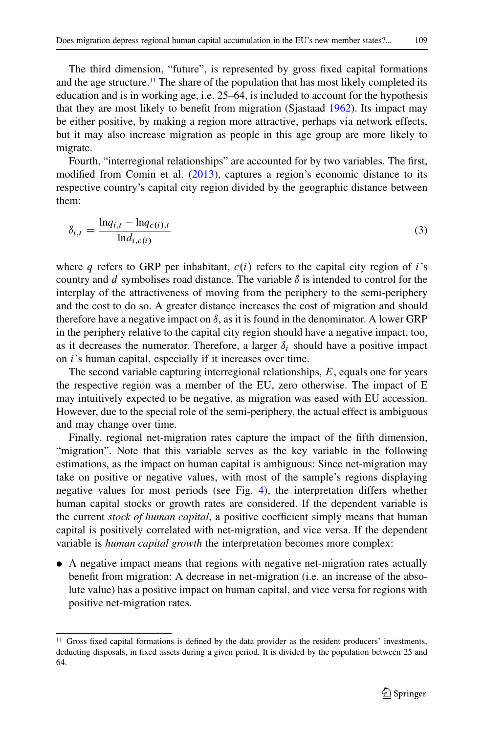The third dimension, "future", is represented by gross fixed capital formations and the age structure.[11] The share of the population that has most likely completed its education and is in working age, i.e. 25–64, is included to account for the hypothesis that they are most likely to benefit from migration (Sjastaad 1962). Its impact may be either positive, by making a region more attractive, perhaps via network effects, but it may also increase migration as people in this age group are more likely to migrate.

Fourth, "interregional relationships" are accounted for by two variables. The first, modified from Comin et al. (2013), captures a region's economic distance to its respective country's capital city region divided by the geographic distance between them:

$$\delta_{i,t} = \frac{\ln q_{i,t} - \ln q_{c(i),t}}{\ln d_{i,c(i)}} \tag{3}$$

where $q$ refers to GRP per inhabitant, $c(i)$ refers to the capital city region of $i$'s country and $d$ symbolises road distance. The variable $\delta$ is intended to control for the interplay of the attractiveness of moving from the periphery to the semi-periphery and the cost to do so. A greater distance increases the cost of migration and should therefore have a negative impact on $\delta$, as it is found in the denominator. A lower GRP in the periphery relative to the capital city region should have a negative impact, too, as it decreases the numerator. Therefore, a larger $\delta_i$ should have a positive impact on $i$'s human capital, especially if it increases over time.

The second variable capturing interregional relationships, $E$, equals one for years the respective region was a member of the EU, zero otherwise. The impact of E may intuitively expected to be negative, as migration was eased with EU accession. However, due to the special role of the semi-periphery, the actual effect is ambiguous and may change over time.

Finally, regional net-migration rates capture the impact of the fifth dimension, "migration". Note that this variable serves as the key variable in the following estimations, as the impact on human capital is ambiguous: Since net-migration may take on positive or negative values, with most of the sample's regions displaying negative values for most periods (see Fig. 4), the interpretation differs whether human capital stocks or growth rates are considered. If the dependent variable is the current *stock of human capital*, a positive coefficient simply means that human capital is positively correlated with net-migration, and vice versa. If the dependent variable is *human capital growth* the interpretation becomes more complex:

- A negative impact means that regions with negative net-migration rates actually benefit from migration: A decrease in net-migration (i.e. an increase of the absolute value) has a positive impact on human capital, and vice versa for regions with positive net-migration rates.

[11] Gross fixed capital formations is defined by the data provider as the resident producers' investments, deducting disposals, in fixed assets during a given period. It is divided by the population between 25 and 64.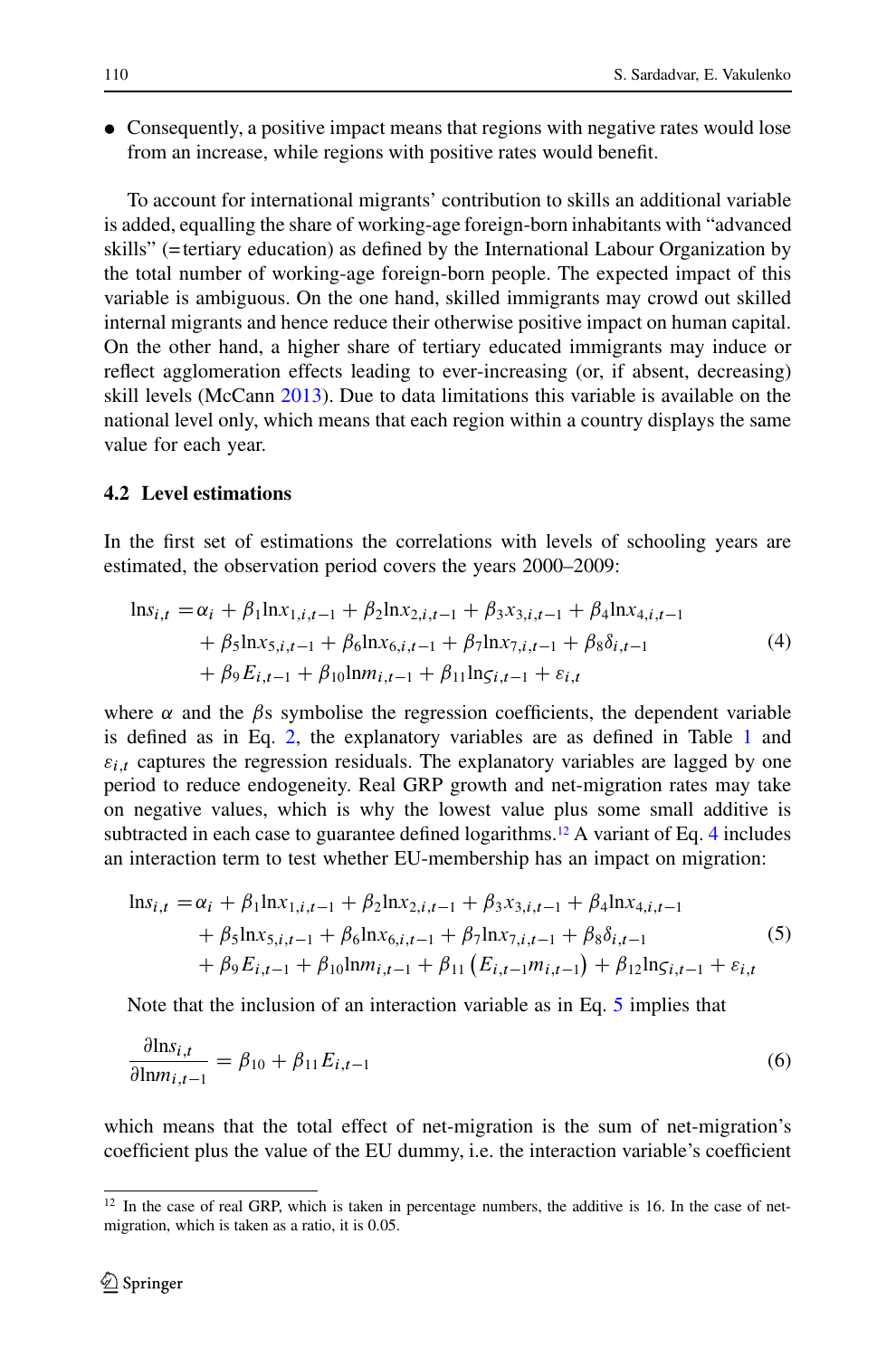- Consequently, a positive impact means that regions with negative rates would lose from an increase, while regions with positive rates would benefit.

To account for international migrants' contribution to skills an additional variable is added, equalling the share of working-age foreign-born inhabitants with "advanced skills" (=tertiary education) as defined by the International Labour Organization by the total number of working-age foreign-born people. The expected impact of this variable is ambiguous. On the one hand, skilled immigrants may crowd out skilled internal migrants and hence reduce their otherwise positive impact on human capital. On the other hand, a higher share of tertiary educated immigrants may induce or reflect agglomeration effects leading to ever-increasing (or, if absent, decreasing) skill levels (McCann 2013). Due to data limitations this variable is available on the national level only, which means that each region within a country displays the same value for each year.

### 4.2 Level estimations

In the first set of estimations the correlations with levels of schooling years are estimated, the observation period covers the years 2000–2009:

$$
\begin{aligned}
\ln s_{i,t} =& \alpha_i + \beta_1 \ln x_{1,i,t-1} + \beta_2 \ln x_{2,i,t-1} + \beta_3 x_{3,i,t-1} + \beta_4 \ln x_{4,i,t-1} \\
&+ \beta_5 \ln x_{5,i,t-1} + \beta_6 \ln x_{6,i,t-1} + \beta_7 \ln x_{7,i,t-1} + \beta_8 \delta_{i,t-1} \\
&+ \beta_9 E_{i,t-1} + \beta_{10} \ln m_{i,t-1} + \beta_{11} \ln \varsigma_{i,t-1} + \varepsilon_{i,t}
\end{aligned}
\tag{4}
$$

where $\alpha$ and the $\beta$s symbolise the regression coefficients, the dependent variable is defined as in Eq. 2, the explanatory variables are as defined in Table 1 and $\varepsilon_{i,t}$ captures the regression residuals. The explanatory variables are lagged by one period to reduce endogeneity. Real GRP growth and net-migration rates may take on negative values, which is why the lowest value plus some small additive is subtracted in each case to guarantee defined logarithms.[12] A variant of Eq. 4 includes an interaction term to test whether EU-membership has an impact on migration:

$$
\begin{aligned}
\ln s_{i,t} =& \alpha_i + \beta_1 \ln x_{1,i,t-1} + \beta_2 \ln x_{2,i,t-1} + \beta_3 x_{3,i,t-1} + \beta_4 \ln x_{4,i,t-1} \\
&+ \beta_5 \ln x_{5,i,t-1} + \beta_6 \ln x_{6,i,t-1} + \beta_7 \ln x_{7,i,t-1} + \beta_8 \delta_{i,t-1} \\
&+ \beta_9 E_{i,t-1} + \beta_{10} \ln m_{i,t-1} + \beta_{11} \left(E_{i,t-1} m_{i,t-1}\right) + \beta_{12} \ln \varsigma_{i,t-1} + \varepsilon_{i,t}
\end{aligned}
\tag{5}
$$

Note that the inclusion of an interaction variable as in Eq. 5 implies that

$$
\frac{\partial \ln s_{i,t}}{\partial \ln m_{i,t-1}} = \beta_{10} + \beta_{11} E_{i,t-1}
\tag{6}
$$

which means that the total effect of net-migration is the sum of net-migration's coefficient plus the value of the EU dummy, i.e. the interaction variable's coefficient

[12] In the case of real GRP, which is taken in percentage numbers, the additive is 16. In the case of net-migration, which is taken as a ratio, it is 0.05.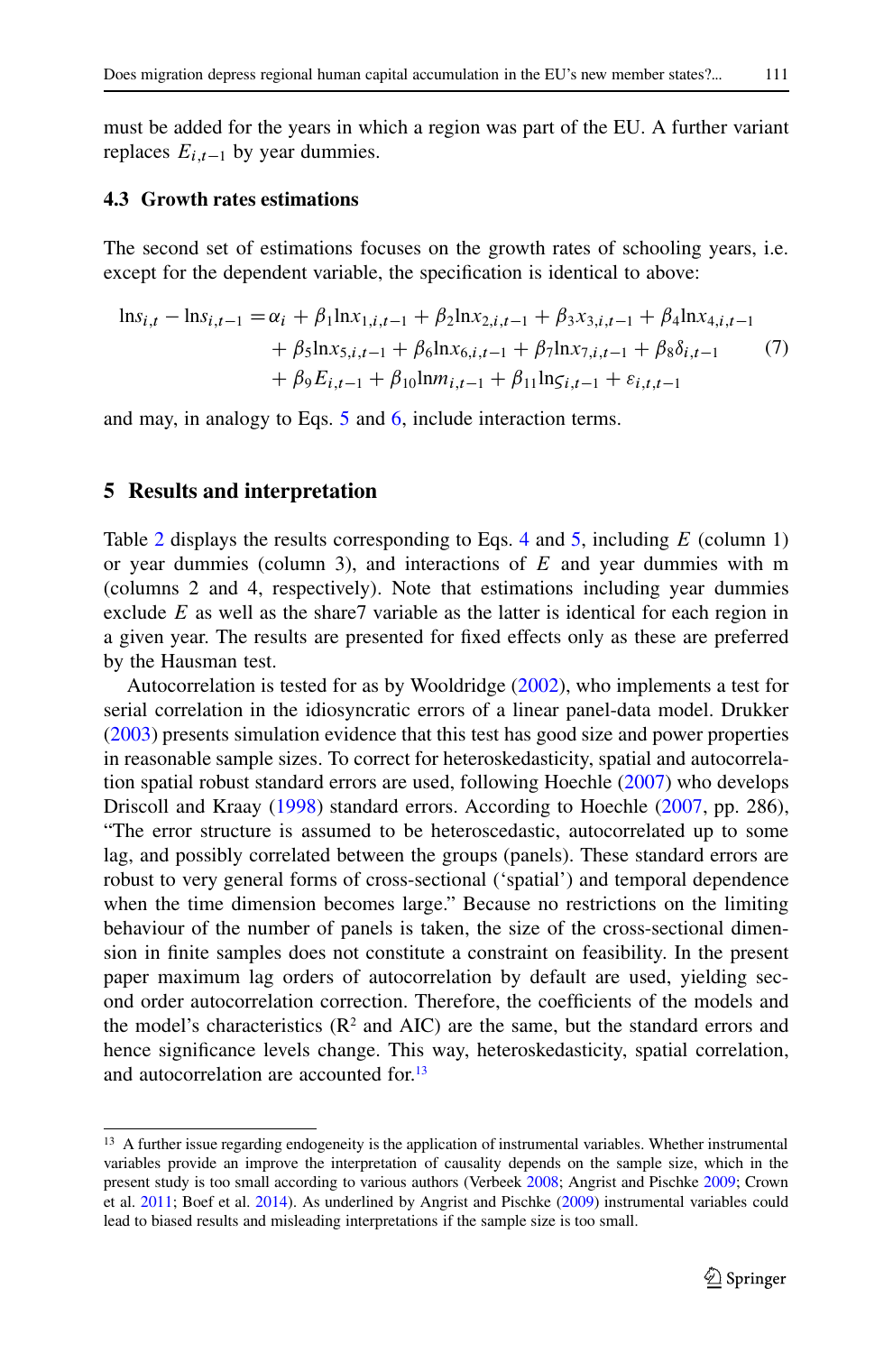must be added for the years in which a region was part of the EU. A further variant replaces $E_{i,t-1}$ by year dummies.

### 4.3 Growth rates estimations

The second set of estimations focuses on the growth rates of schooling years, i.e. except for the dependent variable, the specification is identical to above:

$$
\begin{aligned}
\ln s_{i,t} - \ln s_{i,t-1} = \alpha_i &+ \beta_1 \ln x_{1,i,t-1} + \beta_2 \ln x_{2,i,t-1} + \beta_3 x_{3,i,t-1} + \beta_4 \ln x_{4,i,t-1} \\
&+ \beta_5 \ln x_{5,i,t-1} + \beta_6 \ln x_{6,i,t-1} + \beta_7 \ln x_{7,i,t-1} + \beta_8 \delta_{i,t-1} \\
&+ \beta_9 E_{i,t-1} + \beta_{10} \ln m_{i,t-1} + \beta_{11} \ln \varsigma_{i,t-1} + \varepsilon_{i,t,t-1}
\end{aligned}
\tag{7}
$$

and may, in analogy to Eqs. 5 and 6, include interaction terms.

## 5 Results and interpretation

Table 2 displays the results corresponding to Eqs. 4 and 5, including $E$ (column 1) or year dummies (column 3), and interactions of $E$ and year dummies with m (columns 2 and 4, respectively). Note that estimations including year dummies exclude $E$ as well as the share7 variable as the latter is identical for each region in a given year. The results are presented for fixed effects only as these are preferred by the Hausman test.

Autocorrelation is tested for as by Wooldridge (2002), who implements a test for serial correlation in the idiosyncratic errors of a linear panel-data model. Drukker (2003) presents simulation evidence that this test has good size and power properties in reasonable sample sizes. To correct for heteroskedasticity, spatial and autocorrelation spatial robust standard errors are used, following Hoechle (2007) who develops Driscoll and Kraay (1998) standard errors. According to Hoechle (2007, pp. 286), "The error structure is assumed to be heteroscedastic, autocorrelated up to some lag, and possibly correlated between the groups (panels). These standard errors are robust to very general forms of cross-sectional ('spatial') and temporal dependence when the time dimension becomes large." Because no restrictions on the limiting behaviour of the number of panels is taken, the size of the cross-sectional dimension in finite samples does not constitute a constraint on feasibility. In the present paper maximum lag orders of autocorrelation by default are used, yielding second order autocorrelation correction. Therefore, the coefficients of the models and the model's characteristics ($R^2$ and AIC) are the same, but the standard errors and hence significance levels change. This way, heteroskedasticity, spatial correlation, and autocorrelation are accounted for.[13]

---

[13] A further issue regarding endogeneity is the application of instrumental variables. Whether instrumental variables provide an improve the interpretation of causality depends on the sample size, which in the present study is too small according to various authors (Verbeek 2008; Angrist and Pischke 2009; Crown et al. 2011; Boef et al. 2014). As underlined by Angrist and Pischke (2009) instrumental variables could lead to biased results and misleading interpretations if the sample size is too small.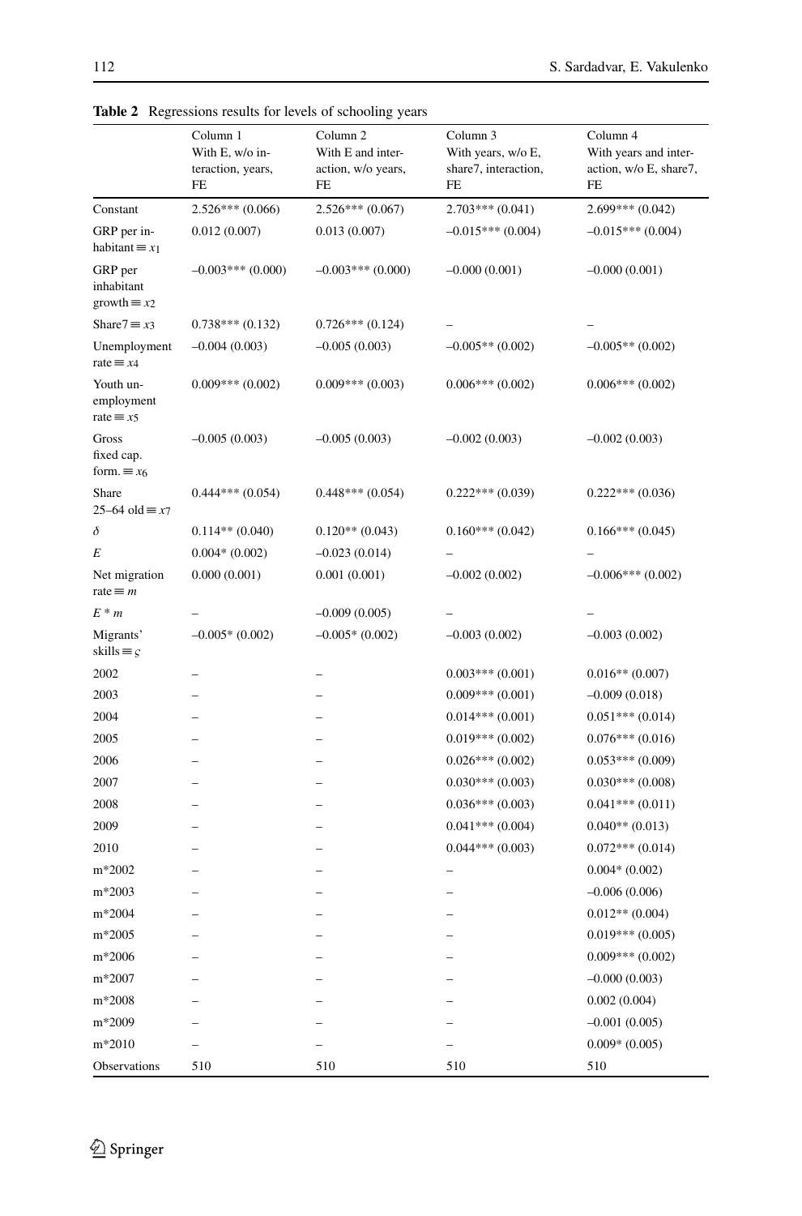**Table 2** Regressions results for levels of schooling years

| | Column 1 With E, w/o interaction, years, FE | Column 2 With E and interaction, w/o years, FE | Column 3 With years, w/o E, share7, interaction, FE | Column 4 With years and interaction, w/o E, share7, FE |
|---|---|---|---|---|
| Constant | 2.526*** (0.066) | 2.526*** (0.067) | 2.703*** (0.041) | 2.699*** (0.042) |
| GRP per inhabitant $\equiv x_1$ | 0.012 (0.007) | 0.013 (0.007) | –0.015*** (0.004) | –0.015*** (0.004) |
| GRP per inhabitant growth $\equiv x_2$ | –0.003*** (0.000) | –0.003*** (0.000) | –0.000 (0.001) | –0.000 (0.001) |
| Share7 $\equiv x_3$ | 0.738*** (0.132) | 0.726*** (0.124) | – | – |
| Unemployment rate $\equiv x_4$ | –0.004 (0.003) | –0.005 (0.003) | –0.005** (0.002) | –0.005** (0.002) |
| Youth unemployment rate $\equiv x_5$ | 0.009*** (0.002) | 0.009*** (0.003) | 0.006*** (0.002) | 0.006*** (0.002) |
| Gross fixed cap. form. $\equiv x_6$ | –0.005 (0.003) | –0.005 (0.003) | –0.002 (0.003) | –0.002 (0.003) |
| Share 25–64 old $\equiv x_7$ | 0.444*** (0.054) | 0.448*** (0.054) | 0.222*** (0.039) | 0.222*** (0.036) |
| $\delta$ | 0.114** (0.040) | 0.120** (0.043) | 0.160*** (0.042) | 0.166*** (0.045) |
| $E$ | 0.004* (0.002) | –0.023 (0.014) | – | – |
| Net migration rate $\equiv m$ | 0.000 (0.001) | 0.001 (0.001) | –0.002 (0.002) | –0.006*** (0.002) |
| $E * m$ | – | –0.009 (0.005) | – | – |
| Migrants' skills $\equiv \varsigma$ | –0.005* (0.002) | –0.005* (0.002) | –0.003 (0.002) | –0.003 (0.002) |
| 2002 | – | – | 0.003*** (0.001) | 0.016** (0.007) |
| 2003 | – | – | 0.009*** (0.001) | –0.009 (0.018) |
| 2004 | – | – | 0.014*** (0.001) | 0.051*** (0.014) |
| 2005 | – | – | 0.019*** (0.002) | 0.076*** (0.016) |
| 2006 | – | – | 0.026*** (0.002) | 0.053*** (0.009) |
| 2007 | – | – | 0.030*** (0.003) | 0.030*** (0.008) |
| 2008 | – | – | 0.036*** (0.003) | 0.041*** (0.011) |
| 2009 | – | – | 0.041*** (0.004) | 0.040** (0.013) |
| 2010 | – | – | 0.044*** (0.003) | 0.072*** (0.014) |
| m*2002 | – | – | – | 0.004* (0.002) |
| m*2003 | – | – | – | –0.006 (0.006) |
| m*2004 | – | – | – | 0.012** (0.004) |
| m*2005 | – | – | – | 0.019*** (0.005) |
| m*2006 | – | – | – | 0.009*** (0.002) |
| m*2007 | – | – | – | –0.000 (0.003) |
| m*2008 | – | – | – | 0.002 (0.004) |
| m*2009 | – | – | – | –0.001 (0.005) |
| m*2010 | – | – | – | 0.009* (0.005) |
| Observations | 510 | 510 | 510 | 510 |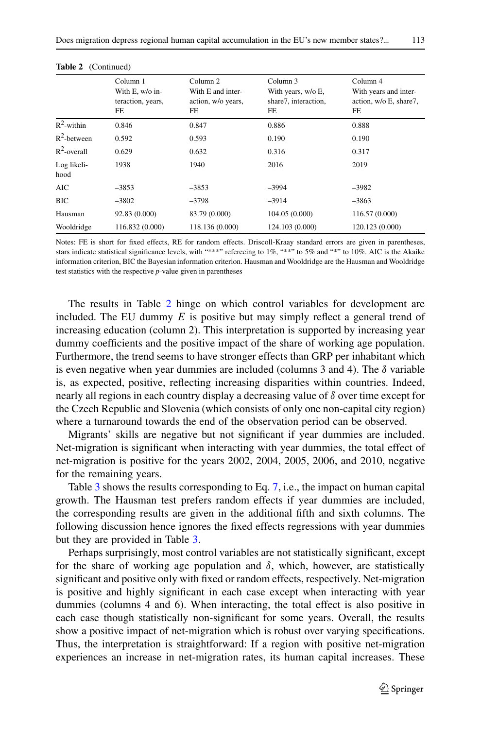**Table 2** (Continued)

| | Column 1 With E, w/o interaction, years, FE | Column 2 With E and interaction, w/o years, FE | Column 3 With years, w/o E, share7, interaction, FE | Column 4 With years and interaction, w/o E, share7, FE |
|---|---|---|---|---|
| $R^2$-within | 0.846 | 0.847 | 0.886 | 0.888 |
| $R^2$-between | 0.592 | 0.593 | 0.190 | 0.190 |
| $R^2$-overall | 0.629 | 0.632 | 0.316 | 0.317 |
| Log likelihood | 1938 | 1940 | 2016 | 2019 |
| AIC | –3853 | –3853 | –3994 | –3982 |
| BIC | –3802 | –3798 | –3914 | –3863 |
| Hausman | 92.83 (0.000) | 83.79 (0.000) | 104.05 (0.000) | 116.57 (0.000) |
| Wooldridge | 116.832 (0.000) | 118.136 (0.000) | 124.103 (0.000) | 120.123 (0.000) |

Notes: FE is short for fixed effects, RE for random effects. Driscoll-Kraay standard errors are given in parentheses, stars indicate statistical significance levels, with "***" refereeing to 1%, "**" to 5% and "*" to 10%. AIC is the Akaike information criterion, BIC the Bayesian information criterion. Hausman and Wooldridge are the Hausman and Wooldridge test statistics with the respective *p*-value given in parentheses

The results in Table 2 hinge on which control variables for development are included. The EU dummy $E$ is positive but may simply reflect a general trend of increasing education (column 2). This interpretation is supported by increasing year dummy coefficients and the positive impact of the share of working age population. Furthermore, the trend seems to have stronger effects than GRP per inhabitant which is even negative when year dummies are included (columns 3 and 4). The $\delta$ variable is, as expected, positive, reflecting increasing disparities within countries. Indeed, nearly all regions in each country display a decreasing value of $\delta$ over time except for the Czech Republic and Slovenia (which consists of only one non-capital city region) where a turnaround towards the end of the observation period can be observed.

Migrants' skills are negative but not significant if year dummies are included. Net-migration is significant when interacting with year dummies, the total effect of net-migration is positive for the years 2002, 2004, 2005, 2006, and 2010, negative for the remaining years.

Table 3 shows the results corresponding to Eq. 7, i.e., the impact on human capital growth. The Hausman test prefers random effects if year dummies are included, the corresponding results are given in the additional fifth and sixth columns. The following discussion hence ignores the fixed effects regressions with year dummies but they are provided in Table 3.

Perhaps surprisingly, most control variables are not statistically significant, except for the share of working age population and $\delta$, which, however, are statistically significant and positive only with fixed or random effects, respectively. Net-migration is positive and highly significant in each case except when interacting with year dummies (columns 4 and 6). When interacting, the total effect is also positive in each case though statistically non-significant for some years. Overall, the results show a positive impact of net-migration which is robust over varying specifications. Thus, the interpretation is straightforward: If a region with positive net-migration experiences an increase in net-migration rates, its human capital increases. These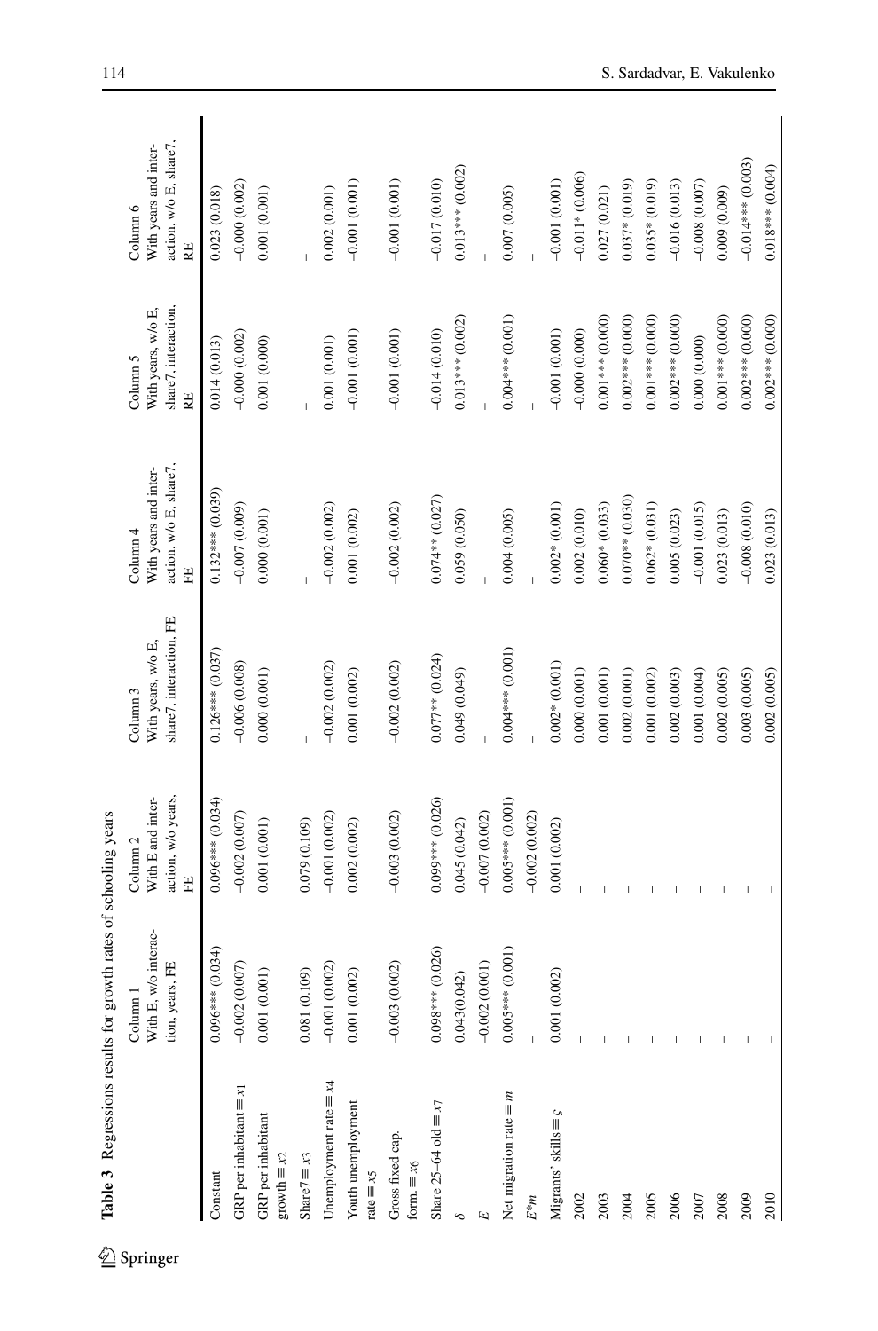**Table 3** Regressions results for growth rates of schooling years

| | Column 1 With E, w/o interaction, years, FE | Column 2 With E and interaction, w/o years, FE | Column 3 With years, w/o E, share7, interaction, FE | Column 4 With years and interaction, w/o E, share7, FE | Column 5 With years, w/o E, share7, interaction, RE | Column 6 With years and interaction, w/o E, share7, RE |
|---|---|---|---|---|---|---|
| Constant | 0.096*** (0.034) | 0.096*** (0.034) | 0.126*** (0.037) | 0.132*** (0.039) | 0.014 (0.013) | 0.023 (0.018) |
| GRP per inhabitant ≡ $x_1$ | −0.002 (0.007) | −0.002 (0.007) | −0.006 (0.008) | −0.007 (0.009) | −0.000 (0.002) | −0.000 (0.002) |
| GRP per inhabitant growth ≡ $x_2$ | 0.001 (0.001) | 0.001 (0.001) | 0.000 (0.001) | 0.000 (0.001) | 0.001 (0.000) | 0.001 (0.001) |
| Share7 ≡ $x_3$ | 0.081 (0.109) | 0.079 (0.109) | – | – | – | – |
| Unemployment rate ≡ $x_4$ | −0.001 (0.002) | −0.001 (0.002) | −0.002 (0.002) | −0.002 (0.002) | 0.001 (0.001) | 0.002 (0.001) |
| Youth unemployment rate ≡ $x_5$ | 0.001 (0.002) | 0.002 (0.002) | 0.001 (0.002) | 0.001 (0.002) | −0.001 (0.001) | −0.001 (0.001) |
| Gross fixed cap. form. ≡ $x_6$ | −0.003 (0.002) | −0.003 (0.002) | −0.002 (0.002) | −0.002 (0.002) | −0.001 (0.001) | −0.001 (0.001) |
| Share 25–64 old ≡ $x_7$ | 0.098*** (0.026) | 0.099*** (0.026) | 0.077** (0.024) | 0.074** (0.027) | −0.014 (0.010) | −0.017 (0.010) |
| $\delta$ | 0.043(0.042) | 0.045 (0.042) | 0.049 (0.049) | 0.059 (0.050) | 0.013*** (0.002) | 0.013*** (0.002) |
| $E$ | −0.002 (0.001) | −0.007 (0.002) | – | – | – | – |
| Net migration rate ≡ $m$ | 0.005*** (0.001) | 0.005*** (0.001) | 0.004*** (0.001) | 0.004 (0.005) | 0.004*** (0.001) | 0.007 (0.005) |
| $E$*$m$ | – | −0.002 (0.002) | – | – | – | – |
| Migrants' skills ≡ $\varsigma$ | 0.001 (0.002) | 0.001 (0.002) | 0.002* (0.001) | 0.002* (0.001) | −0.001 (0.001) | −0.001 (0.001) |
| 2002 | – | – | 0.000 (0.001) | 0.002 (0.010) | −0.000 (0.000) | −0.011* (0.006) |
| 2003 | – | – | 0.001 (0.001) | 0.060* (0.033) | 0.001*** (0.000) | 0.027 (0.021) |
| 2004 | – | – | 0.002 (0.001) | 0.070** (0.030) | 0.002*** (0.000) | 0.037* (0.019) |
| 2005 | – | – | 0.001 (0.002) | 0.062* (0.031) | 0.001*** (0.000) | 0.035* (0.019) |
| 2006 | – | – | 0.002 (0.003) | 0.005 (0.023) | 0.002*** (0.000) | −0.016 (0.013) |
| 2007 | – | – | 0.001 (0.004) | −0.001 (0.015) | 0.000 (0.000) | −0.008 (0.007) |
| 2008 | – | – | 0.002 (0.005) | 0.023 (0.013) | 0.001*** (0.000) | 0.009 (0.009) |
| 2009 | – | – | 0.003 (0.005) | −0.008 (0.010) | 0.002*** (0.000) | −0.014*** (0.003) |
| 2010 | – | – | 0.002 (0.005) | 0.023 (0.013) | 0.002*** (0.000) | 0.018*** (0.004) |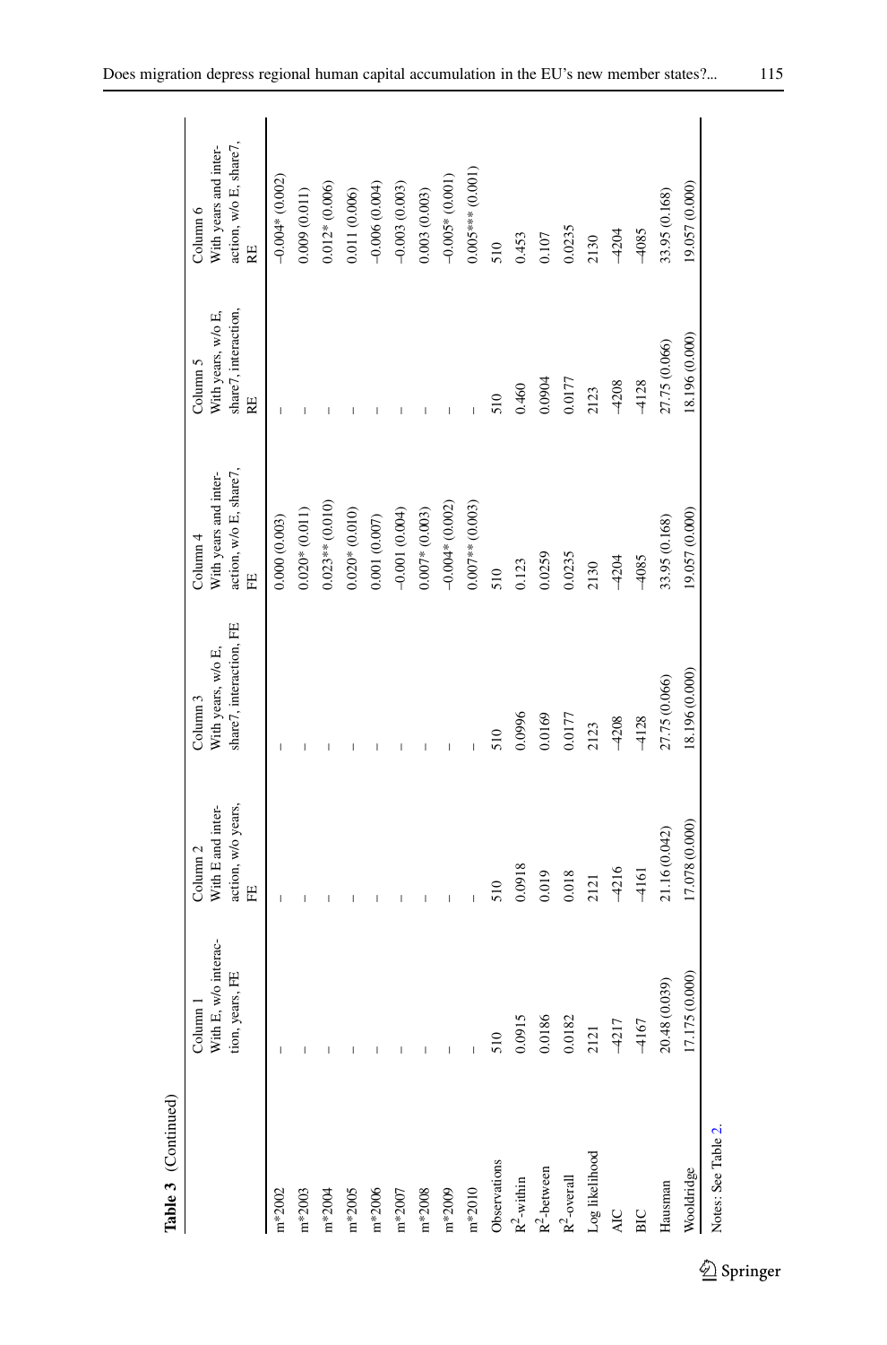**Table 3** (Continued)

| | Column 1 With E, w/o interaction, years, FE | Column 2 With E and interaction, w/o years, FE | Column 3 With years, w/o E, share7, interaction, FE | Column 4 With years and interaction, w/o E, share7, FE | Column 5 With years, w/o E, share7, interaction, RE | Column 6 With years and interaction, w/o E, share7, RE |
|---|---|---|---|---|---|---|
| m*2002 | – | – | – | 0.000 (0.003) | – | –0.004* (0.002) |
| m*2003 | – | – | – | 0.020* (0.011) | – | 0.009 (0.011) |
| m*2004 | – | – | – | 0.023** (0.010) | – | 0.012* (0.006) |
| m*2005 | – | – | – | 0.020* (0.010) | – | 0.011 (0.006) |
| m*2006 | – | – | – | 0.001 (0.007) | – | –0.006 (0.004) |
| m*2007 | – | – | – | –0.001 (0.004) | – | –0.003 (0.003) |
| m*2008 | – | – | – | 0.007* (0.003) | – | 0.003 (0.003) |
| m*2009 | – | – | – | –0.004* (0.002) | – | –0.005* (0.001) |
| m*2010 | – | – | – | 0.007** (0.003) | – | 0.005*** (0.001) |
| Observations | 510 | 510 | 510 | 510 | 510 | 510 |
| $R^2$-within | 0.0915 | 0.0918 | 0.0996 | 0.123 | 0.460 | 0.453 |
| $R^2$-between | 0.0186 | 0.019 | 0.0169 | 0.0259 | 0.0904 | 0.107 |
| $R^2$-overall | 0.0182 | 0.018 | 0.0177 | 0.0235 | 0.0177 | 0.0235 |
| Log likelihood | 2121 | 2121 | 2123 | 2130 | 2123 | 2130 |
| AIC | –4217 | –4216 | –4208 | –4204 | –4208 | –4204 |
| BIC | –4167 | –4161 | –4128 | –4085 | –4128 | –4085 |
| Hausman | 20.48 (0.039) | 21.16 (0.042) | 27.75 (0.066) | 33.95 (0.168) | 27.75 (0.066) | 33.95 (0.168) |
| Wooldridge | 17.175 (0.000) | 17.078 (0.000) | 18.196 (0.000) | 19.057 (0.000) | 18.196 (0.000) | 19.057 (0.000) |

Notes: See Table 2.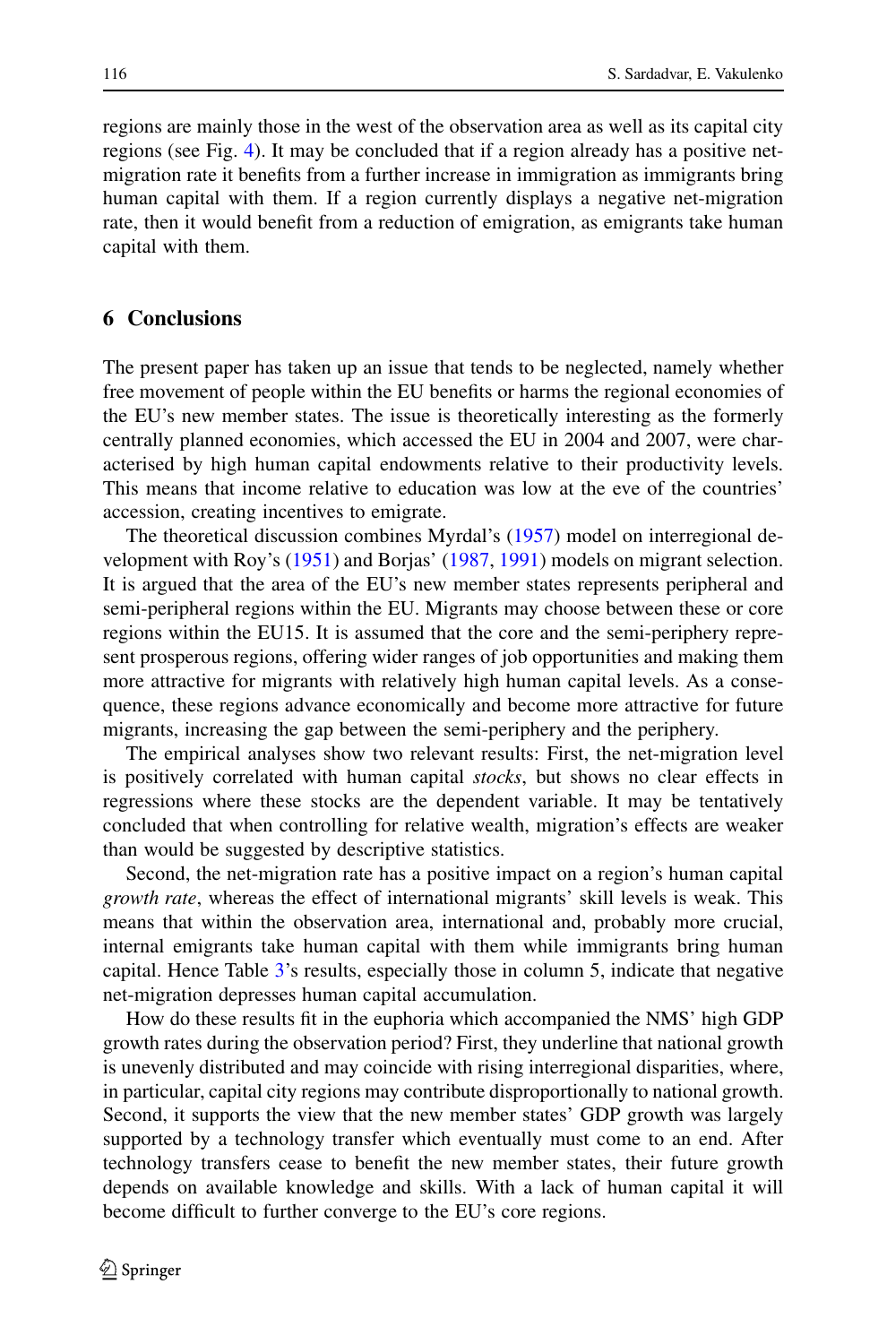regions are mainly those in the west of the observation area as well as its capital city regions (see Fig. 4). It may be concluded that if a region already has a positive net-migration rate it benefits from a further increase in immigration as immigrants bring human capital with them. If a region currently displays a negative net-migration rate, then it would benefit from a reduction of emigration, as emigrants take human capital with them.

## 6 Conclusions

The present paper has taken up an issue that tends to be neglected, namely whether free movement of people within the EU benefits or harms the regional economies of the EU's new member states. The issue is theoretically interesting as the formerly centrally planned economies, which accessed the EU in 2004 and 2007, were characterised by high human capital endowments relative to their productivity levels. This means that income relative to education was low at the eve of the countries' accession, creating incentives to emigrate.

The theoretical discussion combines Myrdal's (1957) model on interregional development with Roy's (1951) and Borjas' (1987, 1991) models on migrant selection. It is argued that the area of the EU's new member states represents peripheral and semi-peripheral regions within the EU. Migrants may choose between these or core regions within the EU15. It is assumed that the core and the semi-periphery represent prosperous regions, offering wider ranges of job opportunities and making them more attractive for migrants with relatively high human capital levels. As a consequence, these regions advance economically and become more attractive for future migrants, increasing the gap between the semi-periphery and the periphery.

The empirical analyses show two relevant results: First, the net-migration level is positively correlated with human capital *stocks*, but shows no clear effects in regressions where these stocks are the dependent variable. It may be tentatively concluded that when controlling for relative wealth, migration's effects are weaker than would be suggested by descriptive statistics.

Second, the net-migration rate has a positive impact on a region's human capital *growth rate*, whereas the effect of international migrants' skill levels is weak. This means that within the observation area, international and, probably more crucial, internal emigrants take human capital with them while immigrants bring human capital. Hence Table 3's results, especially those in column 5, indicate that negative net-migration depresses human capital accumulation.

How do these results fit in the euphoria which accompanied the NMS' high GDP growth rates during the observation period? First, they underline that national growth is unevenly distributed and may coincide with rising interregional disparities, where, in particular, capital city regions may contribute disproportionally to national growth. Second, it supports the view that the new member states' GDP growth was largely supported by a technology transfer which eventually must come to an end. After technology transfers cease to benefit the new member states, their future growth depends on available knowledge and skills. With a lack of human capital it will become difficult to further converge to the EU's core regions.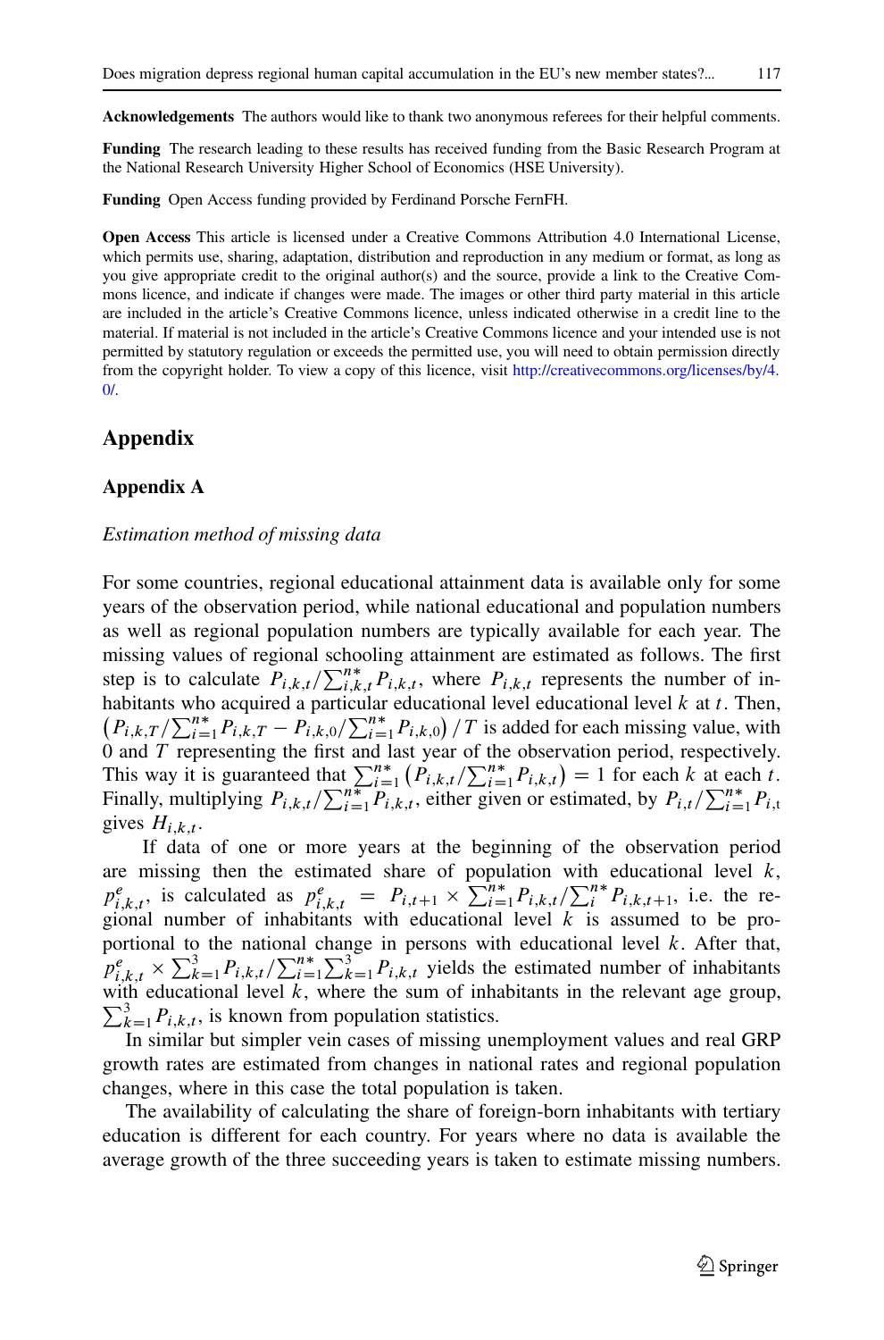**Acknowledgements** The authors would like to thank two anonymous referees for their helpful comments.

**Funding** The research leading to these results has received funding from the Basic Research Program at the National Research University Higher School of Economics (HSE University).

**Funding** Open Access funding provided by Ferdinand Porsche FernFH.

**Open Access** This article is licensed under a Creative Commons Attribution 4.0 International License, which permits use, sharing, adaptation, distribution and reproduction in any medium or format, as long as you give appropriate credit to the original author(s) and the source, provide a link to the Creative Commons licence, and indicate if changes were made. The images or other third party material in this article are included in the article's Creative Commons licence, unless indicated otherwise in a credit line to the material. If material is not included in the article's Creative Commons licence and your intended use is not permitted by statutory regulation or exceeds the permitted use, you will need to obtain permission directly from the copyright holder. To view a copy of this licence, visit http://creativecommons.org/licenses/by/4.0/.

## Appendix

### Appendix A

*Estimation method of missing data*

For some countries, regional educational attainment data is available only for some years of the observation period, while national educational and population numbers as well as regional population numbers are typically available for each year. The missing values of regional schooling attainment are estimated as follows. The first step is to calculate $P_{i,k,t}/\sum_{i,k,t}^{n*} P_{i,k,t}$, where $P_{i,k,t}$ represents the number of inhabitants who acquired a particular educational level educational level $k$ at $t$. Then, $\left(P_{i,k,T}/\sum_{i=1}^{n*} P_{i,k,T} - P_{i,k,0}/\sum_{i=1}^{n*} P_{i,k,0}\right)/T$ is added for each missing value, with 0 and $T$ representing the first and last year of the observation period, respectively. This way it is guaranteed that $\sum_{i=1}^{n*}\left(P_{i,k,t}/\sum_{i=1}^{n*} P_{i,k,t}\right) = 1$ for each $k$ at each $t$. Finally, multiplying $P_{i,k,t}/\sum_{i=1}^{n*} P_{i,k,t}$, either given or estimated, by $P_{i,t}/\sum_{i=1}^{n*} P_{i,\mathrm{t}}$ gives $H_{i,k,t}$.

If data of one or more years at the beginning of the observation period are missing then the estimated share of population with educational level $k$, $p_{i,k,t}^{e}$, is calculated as $p_{i,k,t}^{e} = P_{i,t+1} \times \sum_{i=1}^{n*} P_{i,k,t}/\sum_{i}^{n*} P_{i,k,t+1}$, i.e. the regional number of inhabitants with educational level $k$ is assumed to be proportional to the national change in persons with educational level $k$. After that, $p_{i,k,t}^{e} \times \sum_{k=1}^{3} P_{i,k,t}/\sum_{i=1}^{n*}\sum_{k=1}^{3} P_{i,k,t}$ yields the estimated number of inhabitants with educational level $k$, where the sum of inhabitants in the relevant age group, $\sum_{k=1}^{3} P_{i,k,t}$, is known from population statistics.

In similar but simpler vein cases of missing unemployment values and real GRP growth rates are estimated from changes in national rates and regional population changes, where in this case the total population is taken.

The availability of calculating the share of foreign-born inhabitants with tertiary education is different for each country. For years where no data is available the average growth of the three succeeding years is taken to estimate missing numbers.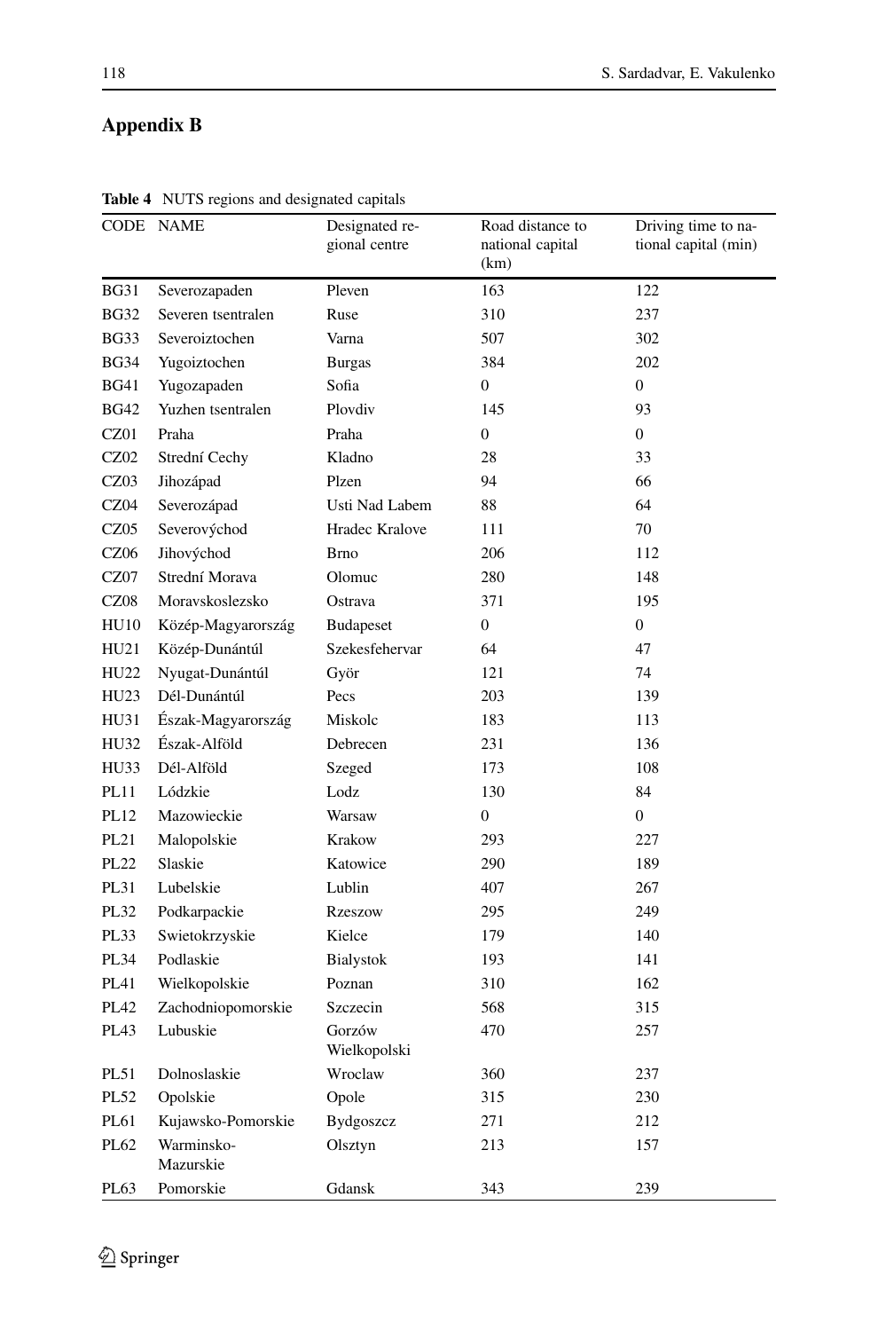## Appendix B

**Table 4** NUTS regions and designated capitals

| CODE | NAME | Designated regional centre | Road distance to national capital (km) | Driving time to national capital (min) |
|---|---|---|---|---|
| BG31 | Severozapaden | Pleven | 163 | 122 |
| BG32 | Severen tsentralen | Ruse | 310 | 237 |
| BG33 | Severoiztochen | Varna | 507 | 302 |
| BG34 | Yugoiztochen | Burgas | 384 | 202 |
| BG41 | Yugozapaden | Sofia | 0 | 0 |
| BG42 | Yuzhen tsentralen | Plovdiv | 145 | 93 |
| CZ01 | Praha | Praha | 0 | 0 |
| CZ02 | Strední Cechy | Kladno | 28 | 33 |
| CZ03 | Jihozápad | Plzen | 94 | 66 |
| CZ04 | Severozápad | Usti Nad Labem | 88 | 64 |
| CZ05 | Severovýchod | Hradec Kralove | 111 | 70 |
| CZ06 | Jihovýchod | Brno | 206 | 112 |
| CZ07 | Strední Morava | Olomuc | 280 | 148 |
| CZ08 | Moravskoslezsko | Ostrava | 371 | 195 |
| HU10 | Közép-Magyarország | Budapeset | 0 | 0 |
| HU21 | Közép-Dunántúl | Szekesfehervar | 64 | 47 |
| HU22 | Nyugat-Dunántúl | Györ | 121 | 74 |
| HU23 | Dél-Dunántúl | Pecs | 203 | 139 |
| HU31 | Észak-Magyarország | Miskolc | 183 | 113 |
| HU32 | Észak-Alföld | Debrecen | 231 | 136 |
| HU33 | Dél-Alföld | Szeged | 173 | 108 |
| PL11 | Lódzkie | Lodz | 130 | 84 |
| PL12 | Mazowieckie | Warsaw | 0 | 0 |
| PL21 | Malopolskie | Krakow | 293 | 227 |
| PL22 | Slaskie | Katowice | 290 | 189 |
| PL31 | Lubelskie | Lublin | 407 | 267 |
| PL32 | Podkarpackie | Rzeszow | 295 | 249 |
| PL33 | Swietokrzyskie | Kielce | 179 | 140 |
| PL34 | Podlaskie | Bialystok | 193 | 141 |
| PL41 | Wielkopolskie | Poznan | 310 | 162 |
| PL42 | Zachodniopomorskie | Szczecin | 568 | 315 |
| PL43 | Lubuskie | Gorzów Wielkopolski | 470 | 257 |
| PL51 | Dolnoslaskie | Wroclaw | 360 | 237 |
| PL52 | Opolskie | Opole | 315 | 230 |
| PL61 | Kujawsko-Pomorskie | Bydgoszcz | 271 | 212 |
| PL62 | Warminsko-Mazurskie | Olsztyn | 213 | 157 |
| PL63 | Pomorskie | Gdansk | 343 | 239 |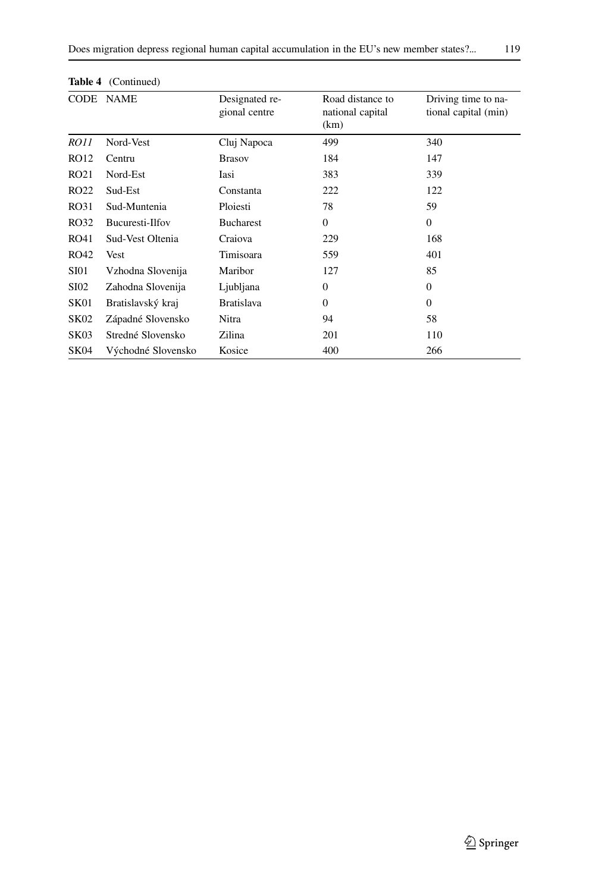**Table 4** (Continued)

| CODE | NAME | Designated regional centre | Road distance to national capital (km) | Driving time to national capital (min) |
|---|---|---|---|---|
| *RO11* | Nord-Vest | Cluj Napoca | 499 | 340 |
| RO12 | Centru | Brasov | 184 | 147 |
| RO21 | Nord-Est | Iasi | 383 | 339 |
| RO22 | Sud-Est | Constanta | 222 | 122 |
| RO31 | Sud-Muntenia | Ploiesti | 78 | 59 |
| RO32 | Bucuresti-Ilfov | Bucharest | 0 | 0 |
| RO41 | Sud-Vest Oltenia | Craiova | 229 | 168 |
| RO42 | Vest | Timisoara | 559 | 401 |
| SI01 | Vzhodna Slovenija | Maribor | 127 | 85 |
| SI02 | Zahodna Slovenija | Ljubljana | 0 | 0 |
| SK01 | Bratislavský kraj | Bratislava | 0 | 0 |
| SK02 | Západné Slovensko | Nitra | 94 | 58 |
| SK03 | Stredné Slovensko | Zilina | 201 | 110 |
| SK04 | Východné Slovensko | Kosice | 400 | 266 |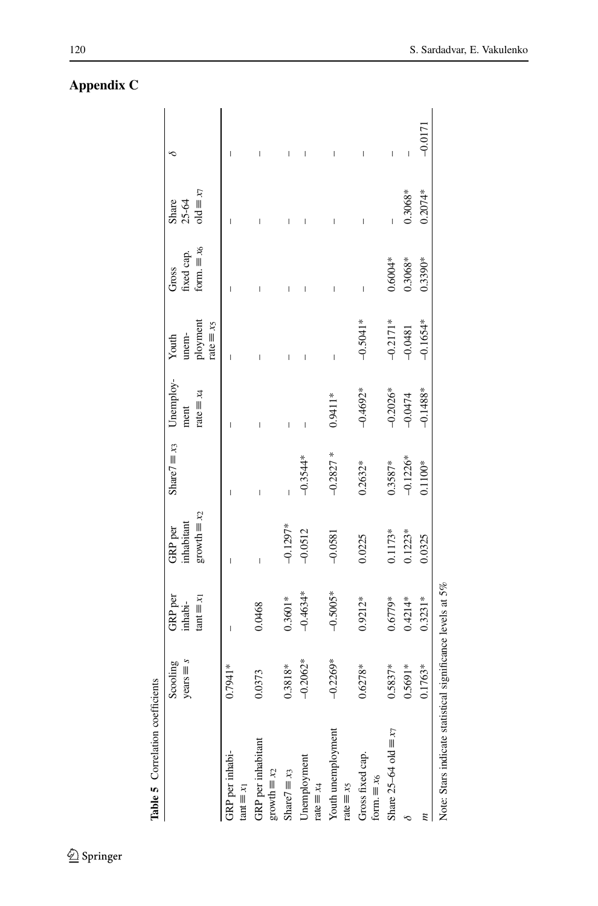## Appendix C

**Table 5** Correlation coefficients

| | Scooling years $\equiv s$ | GRP per inhabi-tant $\equiv x_1$ | GRP per inhabitant growth $\equiv x_2$ | Share7 $\equiv x_3$ | Unemploy-ment rate $\equiv x_4$ | Youth unem-ployment rate $\equiv x_5$ | Gross fixed cap. form. $\equiv x_6$ | Share 25-64 old $\equiv x_7$ | $\delta$ |
|---|---|---|---|---|---|---|---|---|---|
| GRP per inhabi-tant $\equiv x_1$ | 0.7941* | – | – | – | – | – | – | – | – |
| GRP per inhabitant growth $\equiv x_2$ | 0.0373 | 0.0468 | – | – | – | – | – | – | – |
| Share7 $\equiv x_3$ | 0.3818* | 0.3601* | –0.1297* | – | – | – | – | – | – |
| Unemployment rate $\equiv x_4$ | –0.2062* | –0.4634* | –0.0512 | –0.3544* | – | – | – | – | – |
| Youth unemployment rate $\equiv x_5$ | –0.2269* | –0.5005* | –0.0581 | –0.2827 * | 0.9411* | – | – | – | – |
| Gross fixed cap. form. $\equiv x_6$ | 0.6278* | 0.9212* | 0.0225 | 0.2632* | –0.4692* | –0.5041* | – | – | – |
| Share 25–64 old $\equiv x_7$ | 0.5837* | 0.6779* | 0.1173* | 0.3587* | –0.2026* | –0.2171* | 0.6004* | – | – |
| $\delta$ | 0.5691* | 0.4214* | 0.1223* | –0.1226* | –0.0474 | –0.0481 | 0.3068* | 0.3068* | – |
| $m$ | 0.1763* | 0.3231* | 0.0325 | 0.1100* | –0.1488* | –0.1654* | 0.3390* | 0.2074* | –0.0171 |

Note: Stars indicate statistical significance levels at 5%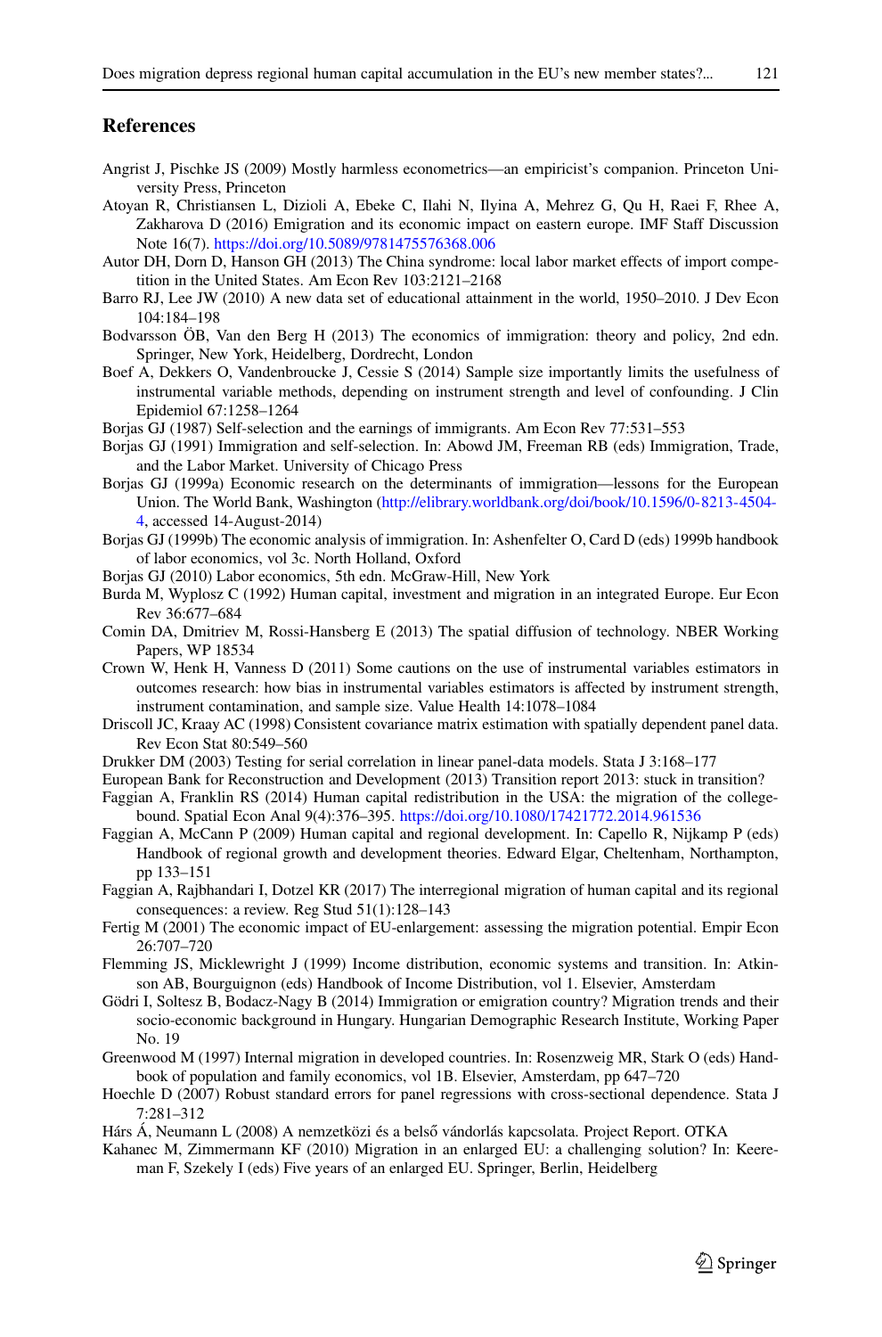## References

Angrist J, Pischke JS (2009) Mostly harmless econometrics—an empiricist's companion. Princeton University Press, Princeton

Atoyan R, Christiansen L, Dizioli A, Ebeke C, Ilahi N, Ilyina A, Mehrez G, Qu H, Raei F, Rhee A, Zakharova D (2016) Emigration and its economic impact on eastern europe. IMF Staff Discussion Note 16(7). https://doi.org/10.5089/9781475576368.006

Autor DH, Dorn D, Hanson GH (2013) The China syndrome: local labor market effects of import competition in the United States. Am Econ Rev 103:2121–2168

Barro RJ, Lee JW (2010) A new data set of educational attainment in the world, 1950–2010. J Dev Econ 104:184–198

Bodvarsson ÖB, Van den Berg H (2013) The economics of immigration: theory and policy, 2nd edn. Springer, New York, Heidelberg, Dordrecht, London

Boef A, Dekkers O, Vandenbroucke J, Cessie S (2014) Sample size importantly limits the usefulness of instrumental variable methods, depending on instrument strength and level of confounding. J Clin Epidemiol 67:1258–1264

Borjas GJ (1987) Self-selection and the earnings of immigrants. Am Econ Rev 77:531–553

Borjas GJ (1991) Immigration and self-selection. In: Abowd JM, Freeman RB (eds) Immigration, Trade, and the Labor Market. University of Chicago Press

Borjas GJ (1999a) Economic research on the determinants of immigration—lessons for the European Union. The World Bank, Washington (http://elibrary.worldbank.org/doi/book/10.1596/0-8213-4504-4, accessed 14-August-2014)

Borjas GJ (1999b) The economic analysis of immigration. In: Ashenfelter O, Card D (eds) 1999b handbook of labor economics, vol 3c. North Holland, Oxford

Borjas GJ (2010) Labor economics, 5th edn. McGraw-Hill, New York

Burda M, Wyplosz C (1992) Human capital, investment and migration in an integrated Europe. Eur Econ Rev 36:677–684

Comin DA, Dmitriev M, Rossi-Hansberg E (2013) The spatial diffusion of technology. NBER Working Papers, WP 18534

Crown W, Henk H, Vanness D (2011) Some cautions on the use of instrumental variables estimators in outcomes research: how bias in instrumental variables estimators is affected by instrument strength, instrument contamination, and sample size. Value Health 14:1078–1084

Driscoll JC, Kraay AC (1998) Consistent covariance matrix estimation with spatially dependent panel data. Rev Econ Stat 80:549–560

Drukker DM (2003) Testing for serial correlation in linear panel-data models. Stata J 3:168–177

European Bank for Reconstruction and Development (2013) Transition report 2013: stuck in transition?

Faggian A, Franklin RS (2014) Human capital redistribution in the USA: the migration of the college-bound. Spatial Econ Anal 9(4):376–395. https://doi.org/10.1080/17421772.2014.961536

Faggian A, McCann P (2009) Human capital and regional development. In: Capello R, Nijkamp P (eds) Handbook of regional growth and development theories. Edward Elgar, Cheltenham, Northampton, pp 133–151

Faggian A, Rajbhandari I, Dotzel KR (2017) The interregional migration of human capital and its regional consequences: a review. Reg Stud 51(1):128–143

Fertig M (2001) The economic impact of EU-enlargement: assessing the migration potential. Empir Econ 26:707–720

Flemming JS, Micklewright J (1999) Income distribution, economic systems and transition. In: Atkinson AB, Bourguignon (eds) Handbook of Income Distribution, vol 1. Elsevier, Amsterdam

Gödri I, Soltesz B, Bodacz-Nagy B (2014) Immigration or emigration country? Migration trends and their socio-economic background in Hungary. Hungarian Demographic Research Institute, Working Paper No. 19

Greenwood M (1997) Internal migration in developed countries. In: Rosenzweig MR, Stark O (eds) Handbook of population and family economics, vol 1B. Elsevier, Amsterdam, pp 647–720

Hoechle D (2007) Robust standard errors for panel regressions with cross-sectional dependence. Stata J 7:281–312

Hárs Á, Neumann L (2008) A nemzetközi és a belső vándorlás kapcsolata. Project Report. OTKA

Kahanec M, Zimmermann KF (2010) Migration in an enlarged EU: a challenging solution? In: Keereman F, Szekely I (eds) Five years of an enlarged EU. Springer, Berlin, Heidelberg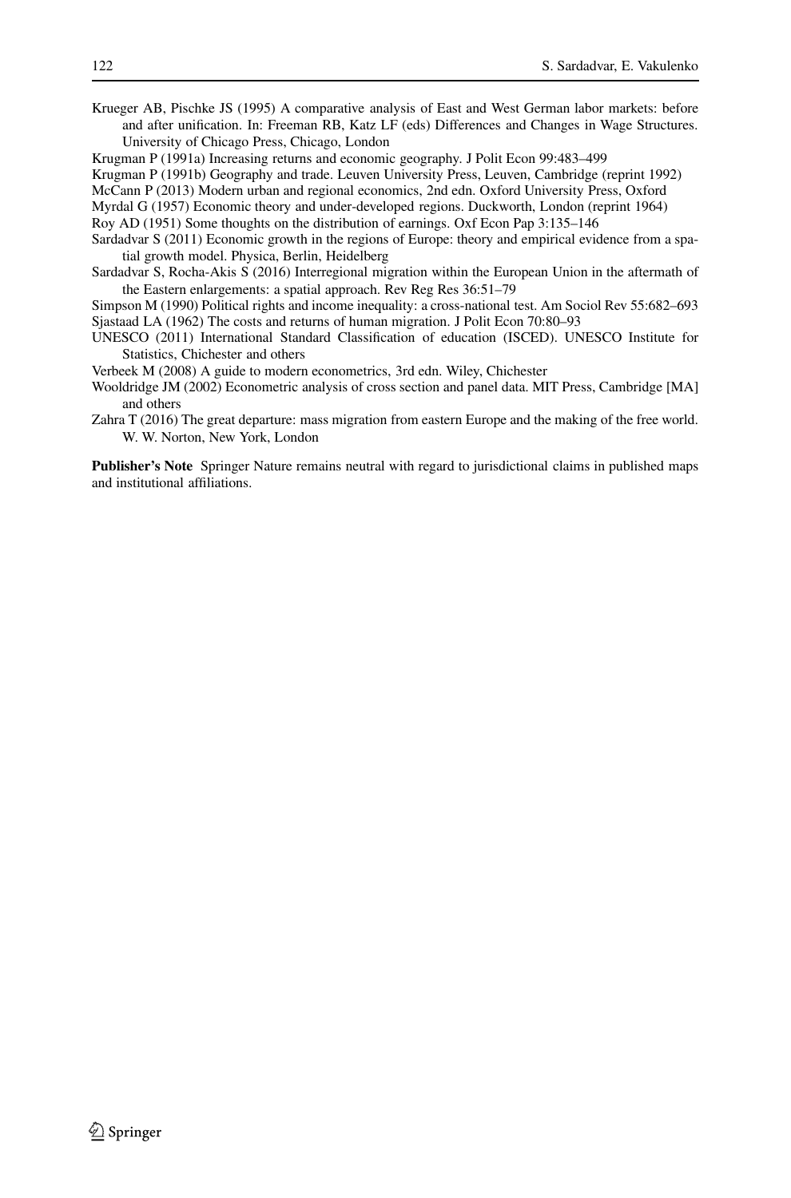Krueger AB, Pischke JS (1995) A comparative analysis of East and West German labor markets: before and after unification. In: Freeman RB, Katz LF (eds) Differences and Changes in Wage Structures. University of Chicago Press, Chicago, London

Krugman P (1991a) Increasing returns and economic geography. J Polit Econ 99:483–499

Krugman P (1991b) Geography and trade. Leuven University Press, Leuven, Cambridge (reprint 1992)

McCann P (2013) Modern urban and regional economics, 2nd edn. Oxford University Press, Oxford

Myrdal G (1957) Economic theory and under-developed regions. Duckworth, London (reprint 1964)

Roy AD (1951) Some thoughts on the distribution of earnings. Oxf Econ Pap 3:135–146

Sardadvar S (2011) Economic growth in the regions of Europe: theory and empirical evidence from a spatial growth model. Physica, Berlin, Heidelberg

Sardadvar S, Rocha-Akis S (2016) Interregional migration within the European Union in the aftermath of the Eastern enlargements: a spatial approach. Rev Reg Res 36:51–79

Simpson M (1990) Political rights and income inequality: a cross-national test. Am Sociol Rev 55:682–693

Sjastaad LA (1962) The costs and returns of human migration. J Polit Econ 70:80–93

UNESCO (2011) International Standard Classification of education (ISCED). UNESCO Institute for Statistics, Chichester and others

Verbeek M (2008) A guide to modern econometrics, 3rd edn. Wiley, Chichester

Wooldridge JM (2002) Econometric analysis of cross section and panel data. MIT Press, Cambridge [MA] and others

Zahra T (2016) The great departure: mass migration from eastern Europe and the making of the free world. W. W. Norton, New York, London

**Publisher's Note** Springer Nature remains neutral with regard to jurisdictional claims in published maps and institutional affiliations.